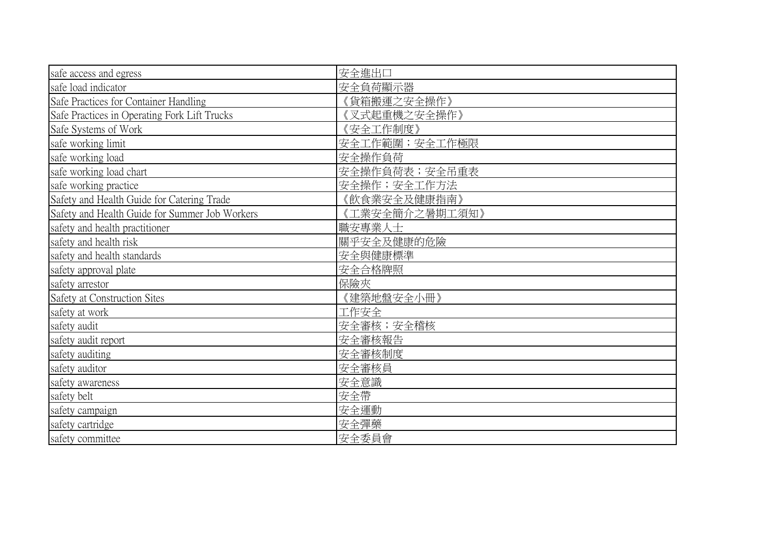| safe access and egress | 安全進出口 |
|---|---|
| safe load indicator | 安全負荷顯示器 |
| Safe Practices for Container Handling | 《貨箱搬運之安全操作》 |
| Safe Practices in Operating Fork Lift Trucks | 《叉式起重機之安全操作》 |
| Safe Systems of Work | 《安全工作制度》 |
| safe working limit | 安全工作範圍；安全工作極限 |
| safe working load | 安全操作負荷 |
| safe working load chart | 安全操作負荷表；安全吊重表 |
| safe working practice | 安全操作；安全工作方法 |
| Safety and Health Guide for Catering Trade | 《飲食業安全及健康指南》 |
| Safety and Health Guide for Summer Job Workers | 《工業安全簡介之暑期工須知》 |
| safety and health practitioner | 職安專業人士 |
| safety and health risk | 關乎安全及健康的危險 |
| safety and health standards | 安全與健康標準 |
| safety approval plate | 安全合格牌照 |
| safety arrestor | 保險夾 |
| Safety at Construction Sites | 《建築地盤安全小冊》 |
| safety at work | 工作安全 |
| safety audit | 安全審核；安全稽核 |
| safety audit report | 安全審核報告 |
| safety auditing | 安全審核制度 |
| safety auditor | 安全審核員 |
| safety awareness | 安全意識 |
| safety belt | 安全帶 |
| safety campaign | 安全運動 |
| safety cartridge | 安全彈藥 |
| safety committee | 安全委員會 |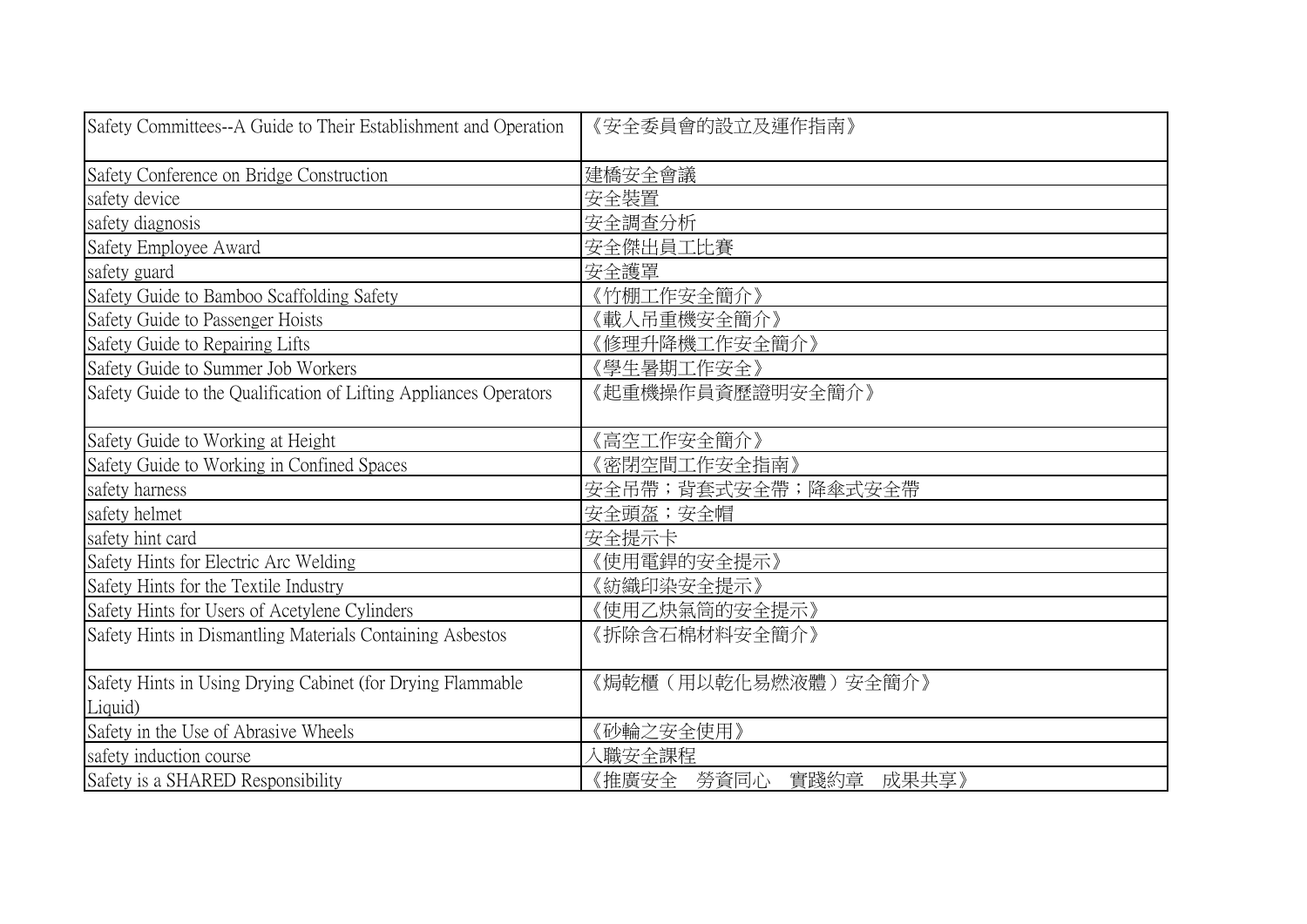| | |
|---|---|
| Safety Committees--A Guide to Their Establishment and Operation | 《安全委員會的設立及運作指南》 |
| Safety Conference on Bridge Construction | 建橋安全會議 |
| safety device | 安全裝置 |
| safety diagnosis | 安全調查分析 |
| Safety Employee Award | 安全傑出員工比賽 |
| safety guard | 安全護罩 |
| Safety Guide to Bamboo Scaffolding Safety | 《竹棚工作安全簡介》 |
| Safety Guide to Passenger Hoists | 《載人吊重機安全簡介》 |
| Safety Guide to Repairing Lifts | 《修理升降機工作安全簡介》 |
| Safety Guide to Summer Job Workers | 《學生暑期工作安全》 |
| Safety Guide to the Qualification of Lifting Appliances Operators | 《起重機操作員資歷證明安全簡介》 |
| Safety Guide to Working at Height | 《高空工作安全簡介》 |
| Safety Guide to Working in Confined Spaces | 《密閉空間工作安全指南》 |
| safety harness | 安全吊帶；背套式安全帶；降傘式安全帶 |
| safety helmet | 安全頭盔；安全帽 |
| safety hint card | 安全提示卡 |
| Safety Hints for Electric Arc Welding | 《使用電銲的安全提示》 |
| Safety Hints for the Textile Industry | 《紡織印染安全提示》 |
| Safety Hints for Users of Acetylene Cylinders | 《使用乙炔氣筒的安全提示》 |
| Safety Hints in Dismantling Materials Containing Asbestos | 《拆除含石棉材料安全簡介》 |
| Safety Hints in Using Drying Cabinet (for Drying Flammable Liquid) | 《焗乾櫃（用以乾化易燃液體）安全簡介》 |
| Safety in the Use of Abrasive Wheels | 《砂輪之安全使用》 |
| safety induction course | 入職安全課程 |
| Safety is a SHARED Responsibility | 《推廣安全　勞資同心　實踐約章　成果共享》 |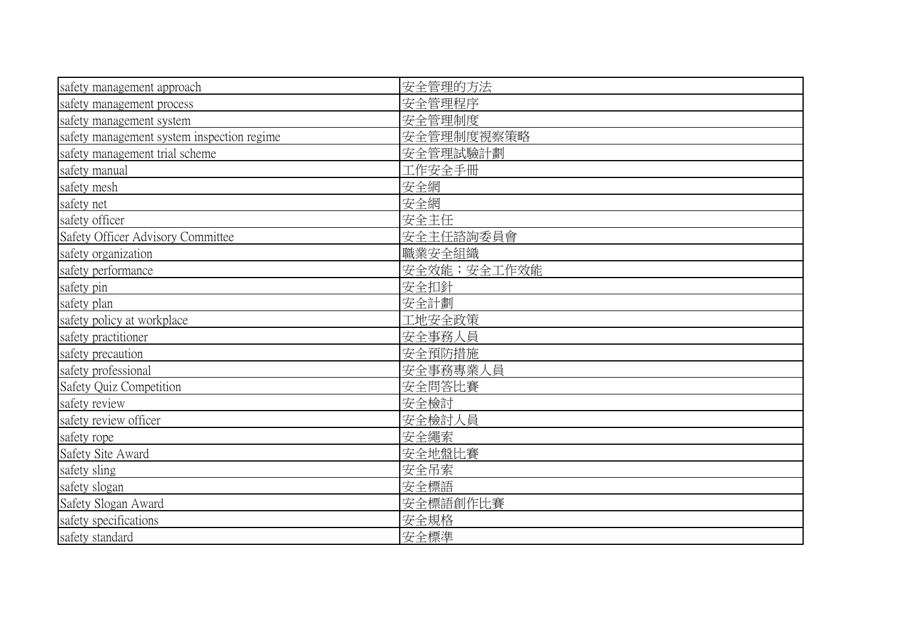| safety management approach | 安全管理的方法 |
|---|---|
| safety management process | 安全管理程序 |
| safety management system | 安全管理制度 |
| safety management system inspection regime | 安全管理制度視察策略 |
| safety management trial scheme | 安全管理試驗計劃 |
| safety manual | 工作安全手冊 |
| safety mesh | 安全網 |
| safety net | 安全網 |
| safety officer | 安全主任 |
| Safety Officer Advisory Committee | 安全主任諮詢委員會 |
| safety organization | 職業安全組織 |
| safety performance | 安全效能；安全工作效能 |
| safety pin | 安全扣針 |
| safety plan | 安全計劃 |
| safety policy at workplace | 工地安全政策 |
| safety practitioner | 安全事務人員 |
| safety precaution | 安全預防措施 |
| safety professional | 安全事務專業人員 |
| Safety Quiz Competition | 安全問答比賽 |
| safety review | 安全檢討 |
| safety review officer | 安全檢討人員 |
| safety rope | 安全繩索 |
| Safety Site Award | 安全地盤比賽 |
| safety sling | 安全吊索 |
| safety slogan | 安全標語 |
| Safety Slogan Award | 安全標語創作比賽 |
| safety specifications | 安全規格 |
| safety standard | 安全標準 |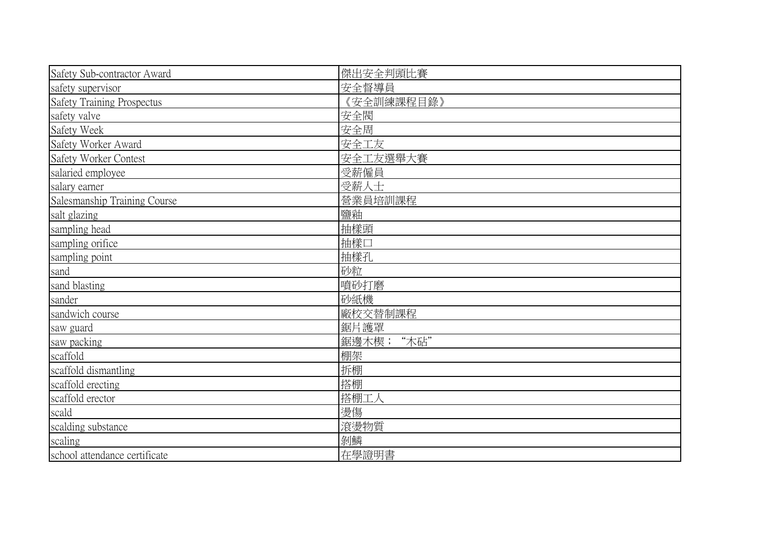| Safety Sub-contractor Award | 傑出安全判頭比賽 |
|---|---|
| safety supervisor | 安全督導員 |
| Safety Training Prospectus | 《安全訓練課程目錄》 |
| safety valve | 安全閥 |
| Safety Week | 安全周 |
| Safety Worker Award | 安全工友 |
| Safety Worker Contest | 安全工友選舉大賽 |
| salaried employee | 受薪僱員 |
| salary earner | 受薪人士 |
| Salesmanship Training Course | 營業員培訓課程 |
| salt glazing | 鹽釉 |
| sampling head | 抽樣頭 |
| sampling orifice | 抽樣口 |
| sampling point | 抽樣孔 |
| sand | 砂粒 |
| sand blasting | 噴砂打磨 |
| sander | 砂紙機 |
| sandwich course | 廠校交替制課程 |
| saw guard | 鋸片護罩 |
| saw packing | 鋸邊木楔；“木砧” |
| scaffold | 棚架 |
| scaffold dismantling | 拆棚 |
| scaffold erecting | 搭棚 |
| scaffold erector | 搭棚工人 |
| scald | 燙傷 |
| scalding substance | 滾燙物質 |
| scaling | 剝鱗 |
| school attendance certificate | 在學證明書 |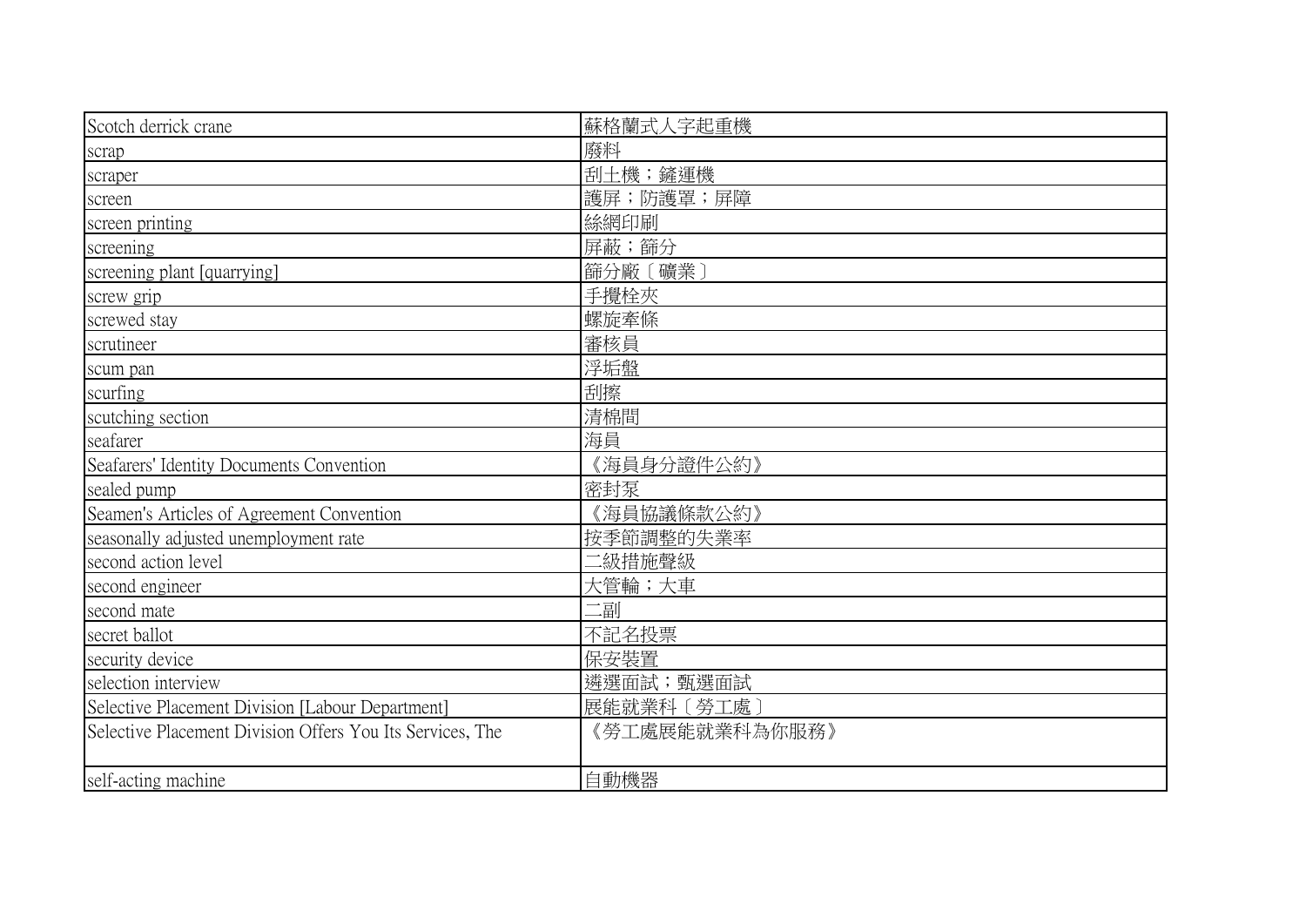| | |
|---|---|
| Scotch derrick crane | 蘇格蘭式人字起重機 |
| scrap | 廢料 |
| scraper | 刮土機；鏟運機 |
| screen | 護屏；防護罩；屏障 |
| screen printing | 絲網印刷 |
| screening | 屏蔽；篩分 |
| screening plant [quarrying] | 篩分廠〔礦業〕 |
| screw grip | 手攪栓夾 |
| screwed stay | 螺旋牽條 |
| scrutineer | 審核員 |
| scum pan | 浮垢盤 |
| scurfing | 刮擦 |
| scutching section | 清棉間 |
| seafarer | 海員 |
| Seafarers' Identity Documents Convention | 《海員身分證件公約》 |
| sealed pump | 密封泵 |
| Seamen's Articles of Agreement Convention | 《海員協議條款公約》 |
| seasonally adjusted unemployment rate | 按季節調整的失業率 |
| second action level | 二級措施聲級 |
| second engineer | 大管輪；大車 |
| second mate | 二副 |
| secret ballot | 不記名投票 |
| security device | 保安裝置 |
| selection interview | 遴選面試；甄選面試 |
| Selective Placement Division [Labour Department] | 展能就業科〔勞工處〕 |
| Selective Placement Division Offers You Its Services, The | 《勞工處展能就業科為你服務》 |
| self-acting machine | 自動機器 |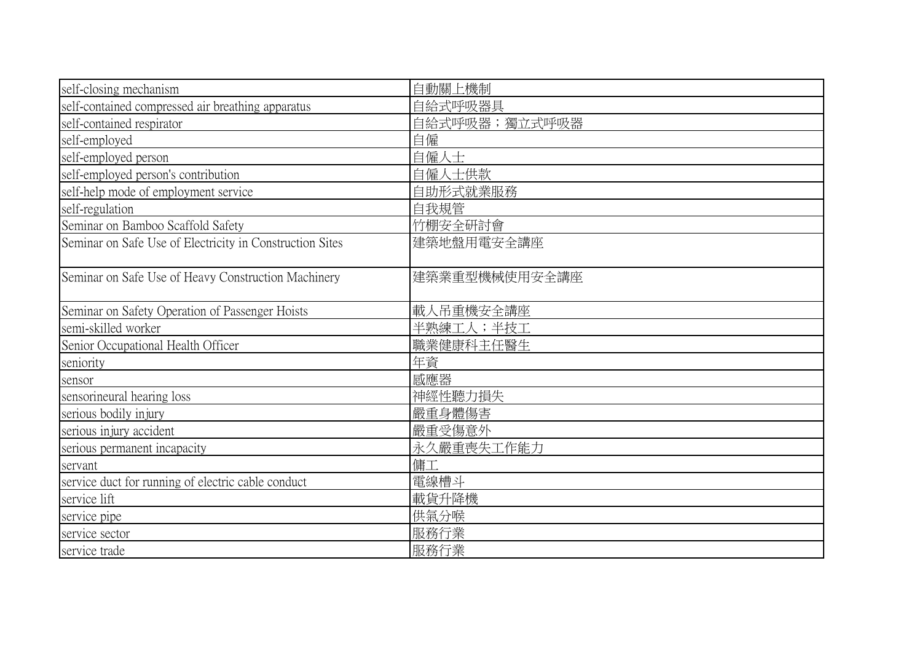| | |
|---|---|
| self-closing mechanism | 自動關上機制 |
| self-contained compressed air breathing apparatus | 自給式呼吸器具 |
| self-contained respirator | 自給式呼吸器；獨立式呼吸器 |
| self-employed | 自僱 |
| self-employed person | 自僱人士 |
| self-employed person's contribution | 自僱人士供款 |
| self-help mode of employment service | 自助形式就業服務 |
| self-regulation | 自我規管 |
| Seminar on Bamboo Scaffold Safety | 竹棚安全研討會 |
| Seminar on Safe Use of Electricity in Construction Sites | 建築地盤用電安全講座 |
| Seminar on Safe Use of Heavy Construction Machinery | 建築業重型機械使用安全講座 |
| Seminar on Safety Operation of Passenger Hoists | 載人吊重機安全講座 |
| semi-skilled worker | 半熟練工人；半技工 |
| Senior Occupational Health Officer | 職業健康科主任醫生 |
| seniority | 年資 |
| sensor | 感應器 |
| sensorineural hearing loss | 神經性聽力損失 |
| serious bodily injury | 嚴重身體傷害 |
| serious injury accident | 嚴重受傷意外 |
| serious permanent incapacity | 永久嚴重喪失工作能力 |
| servant | 傭工 |
| service duct for running of electric cable conduct | 電線槽斗 |
| service lift | 載貨升降機 |
| service pipe | 供氣分喉 |
| service sector | 服務行業 |
| service trade | 服務行業 |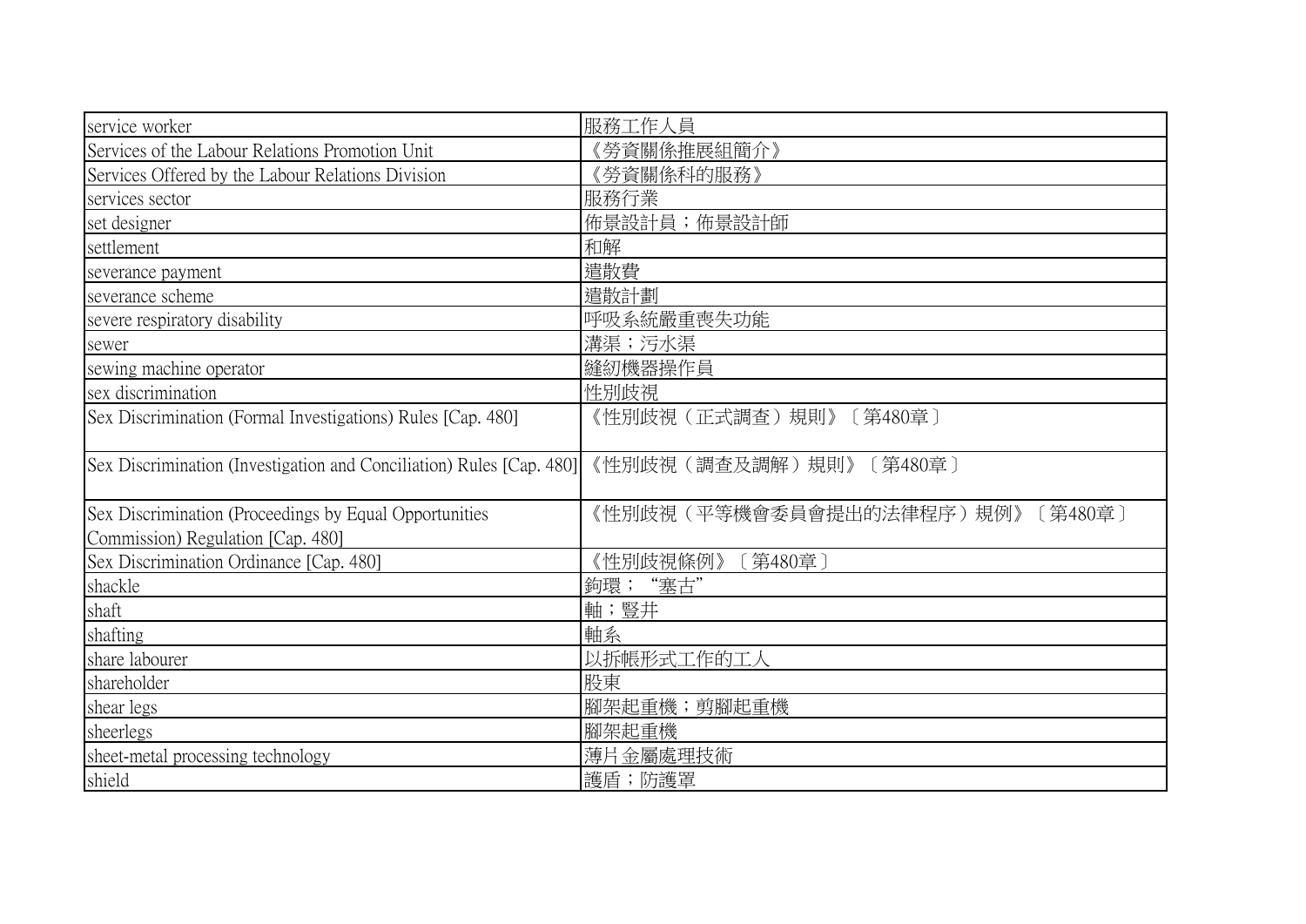| service worker | 服務工作人員 |
| --- | --- |
| Services of the Labour Relations Promotion Unit | 《勞資關係推展組簡介》 |
| Services Offered by the Labour Relations Division | 《勞資關係科的服務》 |
| services sector | 服務行業 |
| set designer | 佈景設計員；佈景設計師 |
| settlement | 和解 |
| severance payment | 遣散費 |
| severance scheme | 遣散計劃 |
| severe respiratory disability | 呼吸系統嚴重喪失功能 |
| sewer | 溝渠；污水渠 |
| sewing machine operator | 縫紉機器操作員 |
| sex discrimination | 性別歧視 |
| Sex Discrimination (Formal Investigations) Rules [Cap. 480] | 《性別歧視（正式調查）規則》〔第480章〕 |
| Sex Discrimination (Investigation and Conciliation) Rules [Cap. 480] | 《性別歧視（調查及調解）規則》〔第480章〕 |
| Sex Discrimination (Proceedings by Equal Opportunities Commission) Regulation [Cap. 480] | 《性別歧視（平等機會委員會提出的法律程序）規例》〔第480章〕 |
| Sex Discrimination Ordinance [Cap. 480] | 《性別歧視條例》〔第480章〕 |
| shackle | 鈎環；"塞古" |
| shaft | 軸；豎井 |
| shafting | 軸系 |
| share labourer | 以拆帳形式工作的工人 |
| shareholder | 股東 |
| shear legs | 腳架起重機；剪腳起重機 |
| sheerlegs | 腳架起重機 |
| sheet-metal processing technology | 薄片金屬處理技術 |
| shield | 護盾；防護罩 |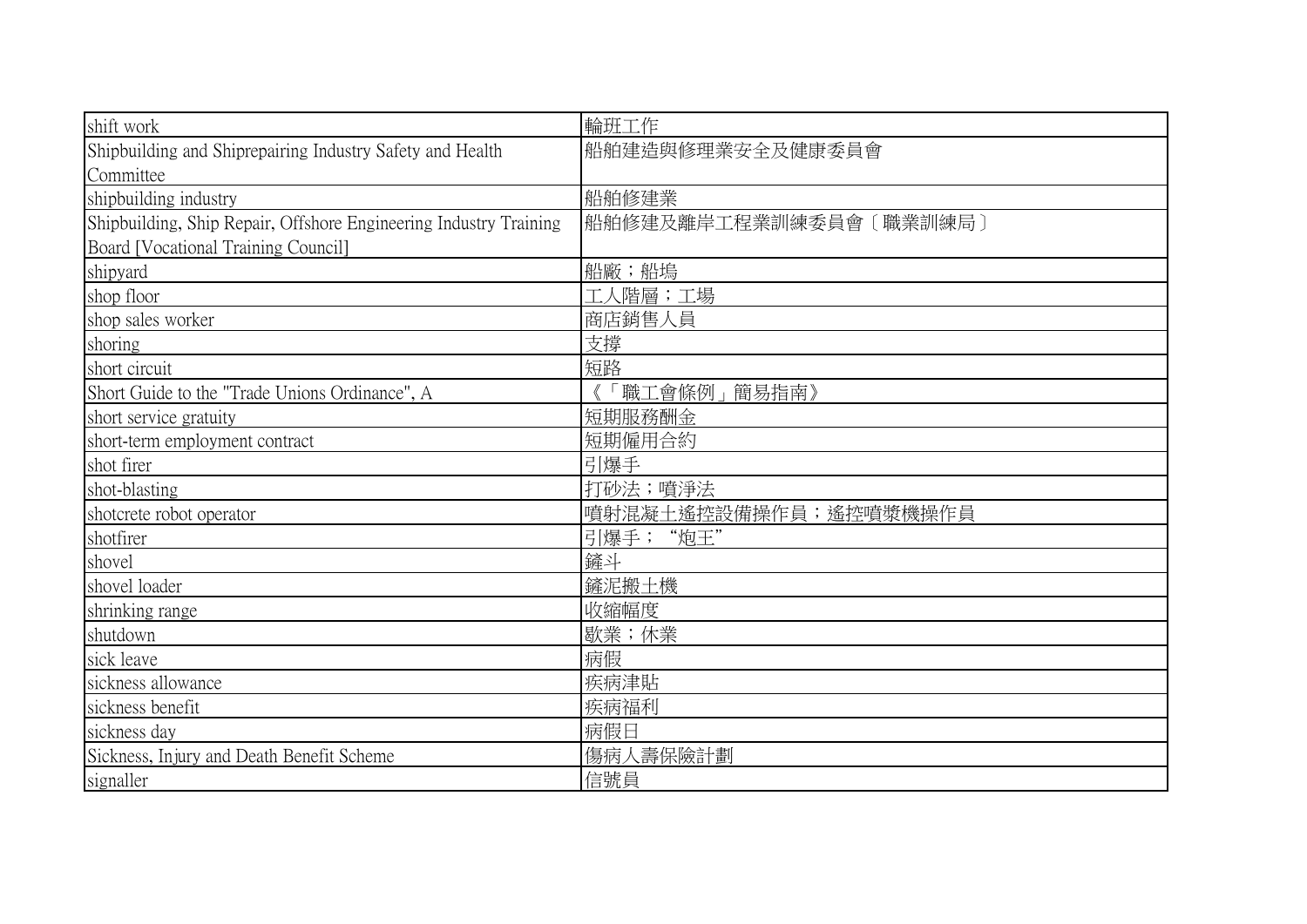| shift work | 輪班工作 |
|---|---|
| Shipbuilding and Shiprepairing Industry Safety and Health Committee | 船舶建造與修理業安全及健康委員會 |
| shipbuilding industry | 船舶修建業 |
| Shipbuilding, Ship Repair, Offshore Engineering Industry Training Board [Vocational Training Council] | 船舶修建及離岸工程業訓練委員會〔職業訓練局〕 |
| shipyard | 船廠；船塢 |
| shop floor | 工人階層；工場 |
| shop sales worker | 商店銷售人員 |
| shoring | 支撐 |
| short circuit | 短路 |
| Short Guide to the "Trade Unions Ordinance", A | 《「職工會條例」簡易指南》 |
| short service gratuity | 短期服務酬金 |
| short-term employment contract | 短期僱用合約 |
| shot firer | 引爆手 |
| shot-blasting | 打砂法；噴淨法 |
| shotcrete robot operator | 噴射混凝土遙控設備操作員；遙控噴漿機操作員 |
| shotfirer | 引爆手；"炮王" |
| shovel | 鏟斗 |
| shovel loader | 鏟泥搬土機 |
| shrinking range | 收縮幅度 |
| shutdown | 歇業；休業 |
| sick leave | 病假 |
| sickness allowance | 疾病津貼 |
| sickness benefit | 疾病福利 |
| sickness day | 病假日 |
| Sickness, Injury and Death Benefit Scheme | 傷病人壽保險計劃 |
| signaller | 信號員 |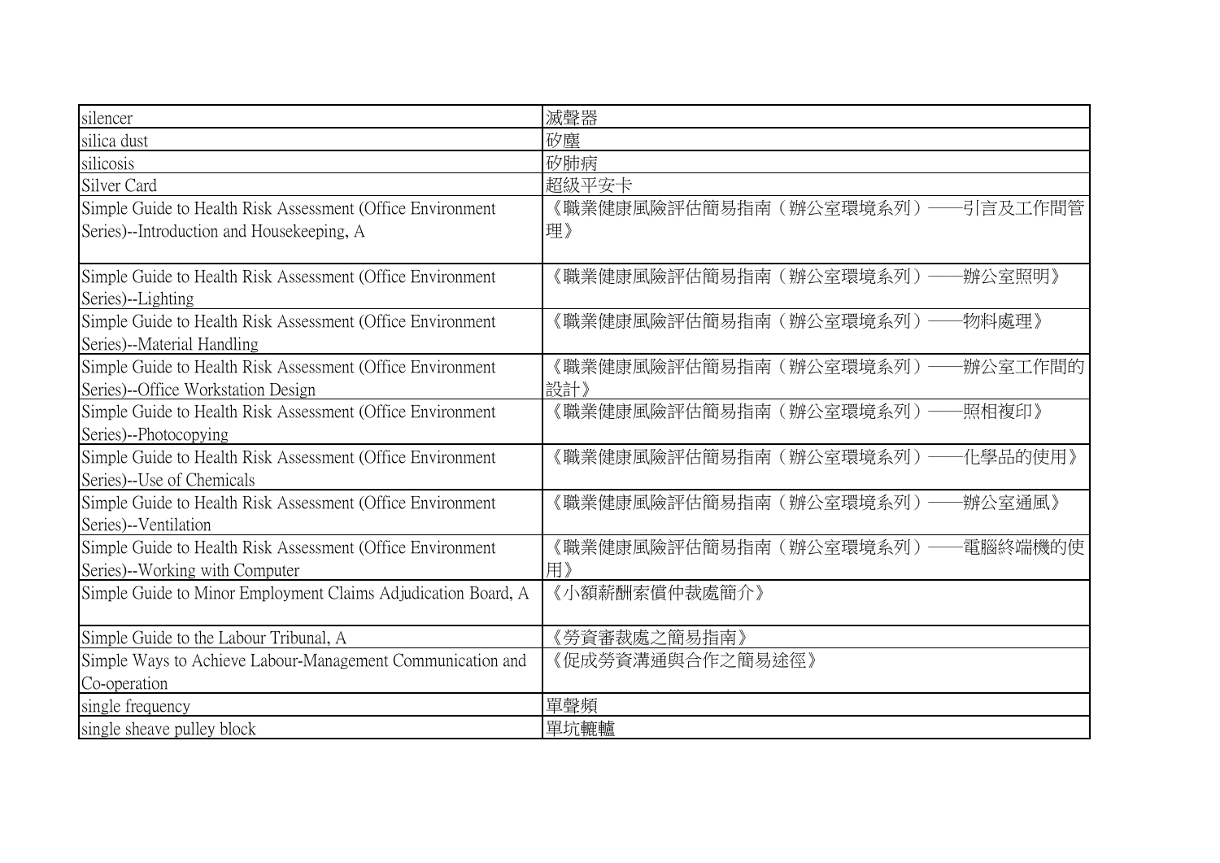| silencer | 滅聲器 |
|---|---|
| silica dust | 矽塵 |
| silicosis | 矽肺病 |
| Silver Card | 超級平安卡 |
| Simple Guide to Health Risk Assessment (Office Environment Series)--Introduction and Housekeeping, A | 《職業健康風險評估簡易指南（辦公室環境系列）──引言及工作間管理》 |
| Simple Guide to Health Risk Assessment (Office Environment Series)--Lighting | 《職業健康風險評估簡易指南（辦公室環境系列）──辦公室照明》 |
| Simple Guide to Health Risk Assessment (Office Environment Series)--Material Handling | 《職業健康風險評估簡易指南（辦公室環境系列）──物料處理》 |
| Simple Guide to Health Risk Assessment (Office Environment Series)--Office Workstation Design | 《職業健康風險評估簡易指南（辦公室環境系列）──辦公室工作間的設計》 |
| Simple Guide to Health Risk Assessment (Office Environment Series)--Photocopying | 《職業健康風險評估簡易指南（辦公室環境系列）──照相複印》 |
| Simple Guide to Health Risk Assessment (Office Environment Series)--Use of Chemicals | 《職業健康風險評估簡易指南（辦公室環境系列）──化學品的使用》 |
| Simple Guide to Health Risk Assessment (Office Environment Series)--Ventilation | 《職業健康風險評估簡易指南（辦公室環境系列）──辦公室通風》 |
| Simple Guide to Health Risk Assessment (Office Environment Series)--Working with Computer | 《職業健康風險評估簡易指南（辦公室環境系列）──電腦終端機的使用》 |
| Simple Guide to Minor Employment Claims Adjudication Board, A | 《小額薪酬索償仲裁處簡介》 |
| Simple Guide to the Labour Tribunal, A | 《勞資審裁處之簡易指南》 |
| Simple Ways to Achieve Labour-Management Communication and Co-operation | 《促成勞資溝通與合作之簡易途徑》 |
| single frequency | 單聲頻 |
| single sheave pulley block | 單坑轆轤 |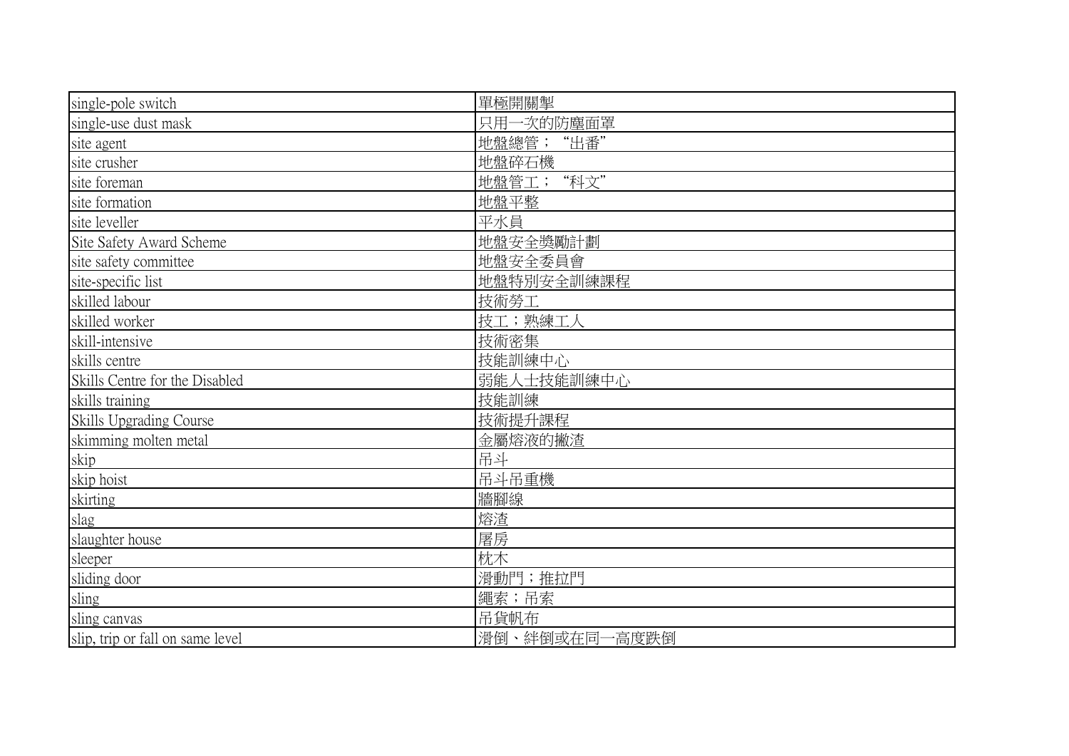| | |
|---|---|
| single-pole switch | 單極開關掣 |
| single-use dust mask | 只用一次的防塵面罩 |
| site agent | 地盤總管；“出番” |
| site crusher | 地盤碎石機 |
| site foreman | 地盤管工；“科文” |
| site formation | 地盤平整 |
| site leveller | 平水員 |
| Site Safety Award Scheme | 地盤安全獎勵計劃 |
| site safety committee | 地盤安全委員會 |
| site-specific list | 地盤特別安全訓練課程 |
| skilled labour | 技術勞工 |
| skilled worker | 技工；熟練工人 |
| skill-intensive | 技術密集 |
| skills centre | 技能訓練中心 |
| Skills Centre for the Disabled | 弱能人士技能訓練中心 |
| skills training | 技能訓練 |
| Skills Upgrading Course | 技術提升課程 |
| skimming molten metal | 金屬熔液的撇渣 |
| skip | 吊斗 |
| skip hoist | 吊斗吊重機 |
| skirting | 牆腳線 |
| slag | 熔渣 |
| slaughter house | 屠房 |
| sleeper | 枕木 |
| sliding door | 滑動門；推拉門 |
| sling | 繩索；吊索 |
| sling canvas | 吊貨帆布 |
| slip, trip or fall on same level | 滑倒、絆倒或在同一高度跌倒 |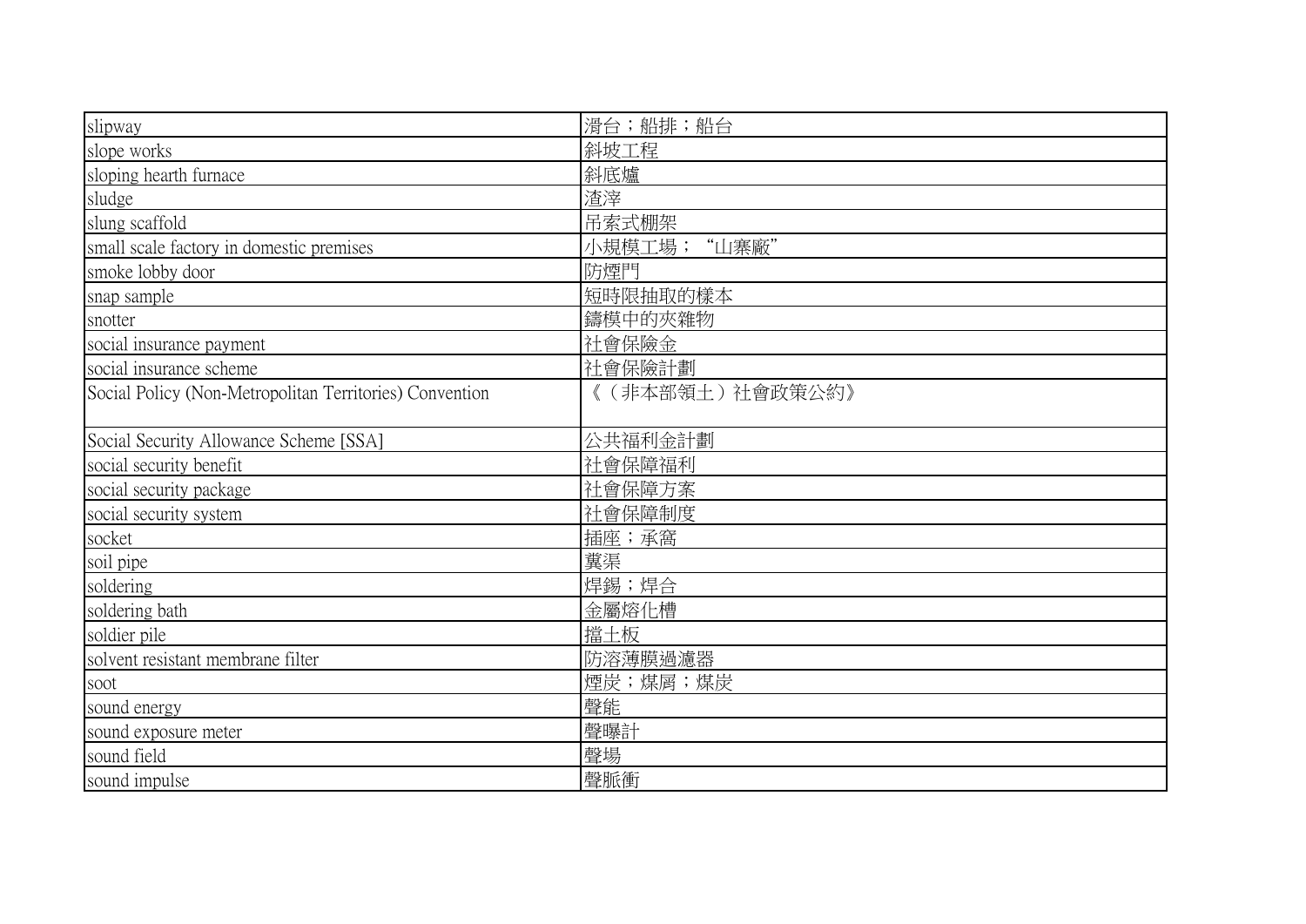| | |
|---|---|
| slipway | 滑台；船排；船台 |
| slope works | 斜坡工程 |
| sloping hearth furnace | 斜底爐 |
| sludge | 渣滓 |
| slung scaffold | 吊索式棚架 |
| small scale factory in domestic premises | 小規模工場；“山寨廠” |
| smoke lobby door | 防煙門 |
| snap sample | 短時限抽取的樣本 |
| snotter | 鑄模中的夾雜物 |
| social insurance payment | 社會保險金 |
| social insurance scheme | 社會保險計劃 |
| Social Policy (Non-Metropolitan Territories) Convention | 《（非本部領土）社會政策公約》 |
| Social Security Allowance Scheme [SSA] | 公共福利金計劃 |
| social security benefit | 社會保障福利 |
| social security package | 社會保障方案 |
| social security system | 社會保障制度 |
| socket | 插座；承窩 |
| soil pipe | 糞渠 |
| soldering | 焊錫；焊合 |
| soldering bath | 金屬熔化槽 |
| soldier pile | 擋土板 |
| solvent resistant membrane filter | 防溶薄膜過濾器 |
| soot | 煙炭；煤屑；煤炭 |
| sound energy | 聲能 |
| sound exposure meter | 聲曝計 |
| sound field | 聲場 |
| sound impulse | 聲脈衝 |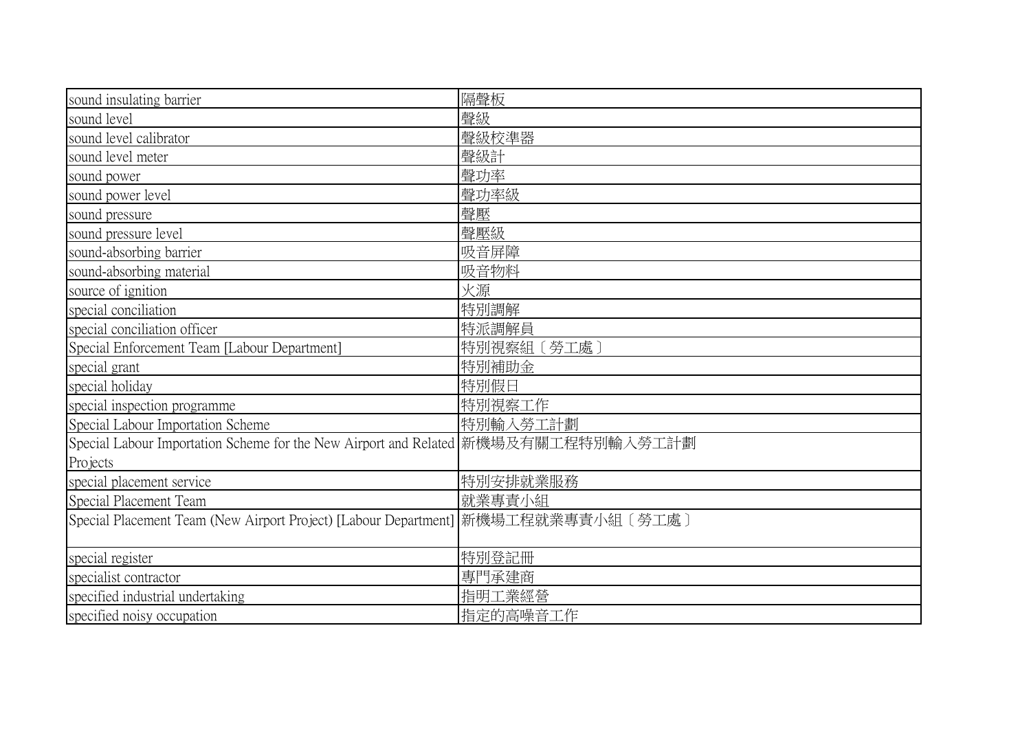| | |
|---|---|
| sound insulating barrier | 隔聲板 |
| sound level | 聲級 |
| sound level calibrator | 聲級校準器 |
| sound level meter | 聲級計 |
| sound power | 聲功率 |
| sound power level | 聲功率級 |
| sound pressure | 聲壓 |
| sound pressure level | 聲壓級 |
| sound-absorbing barrier | 吸音屏障 |
| sound-absorbing material | 吸音物料 |
| source of ignition | 火源 |
| special conciliation | 特別調解 |
| special conciliation officer | 特派調解員 |
| Special Enforcement Team [Labour Department] | 特別視察組〔勞工處〕 |
| special grant | 特別補助金 |
| special holiday | 特別假日 |
| special inspection programme | 特別視察工作 |
| Special Labour Importation Scheme | 特別輸入勞工計劃 |
| Special Labour Importation Scheme for the New Airport and Related Projects | 新機場及有關工程特別輸入勞工計劃 |
| special placement service | 特別安排就業服務 |
| Special Placement Team | 就業專責小組 |
| Special Placement Team (New Airport Project) [Labour Department] | 新機場工程就業專責小組〔勞工處〕 |
| special register | 特別登記冊 |
| specialist contractor | 專門承建商 |
| specified industrial undertaking | 指明工業經營 |
| specified noisy occupation | 指定的高噪音工作 |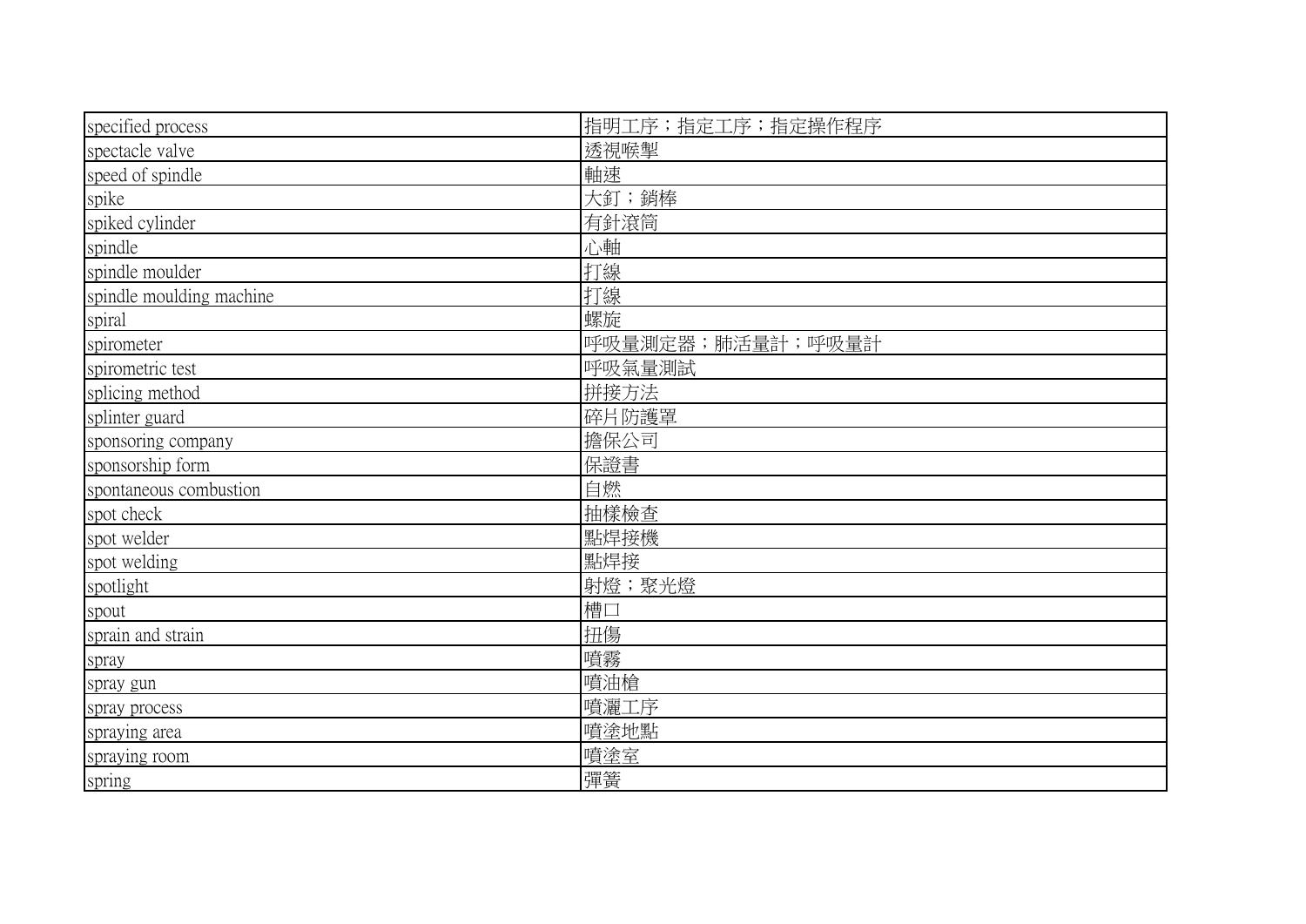| specified process | 指明工序；指定工序；指定操作程序 |
|---|---|
| spectacle valve | 透視喉掣 |
| speed of spindle | 軸速 |
| spike | 大釘；銷棒 |
| spiked cylinder | 有針滾筒 |
| spindle | 心軸 |
| spindle moulder | 打線 |
| spindle moulding machine | 打線 |
| spiral | 螺旋 |
| spirometer | 呼吸量測定器；肺活量計；呼吸量計 |
| spirometric test | 呼吸氣量測試 |
| splicing method | 拼接方法 |
| splinter guard | 碎片防護罩 |
| sponsoring company | 擔保公司 |
| sponsorship form | 保證書 |
| spontaneous combustion | 自燃 |
| spot check | 抽樣檢查 |
| spot welder | 點焊接機 |
| spot welding | 點焊接 |
| spotlight | 射燈；聚光燈 |
| spout | 槽口 |
| sprain and strain | 扭傷 |
| spray | 噴霧 |
| spray gun | 噴油槍 |
| spray process | 噴灑工序 |
| spraying area | 噴塗地點 |
| spraying room | 噴塗室 |
| spring | 彈簧 |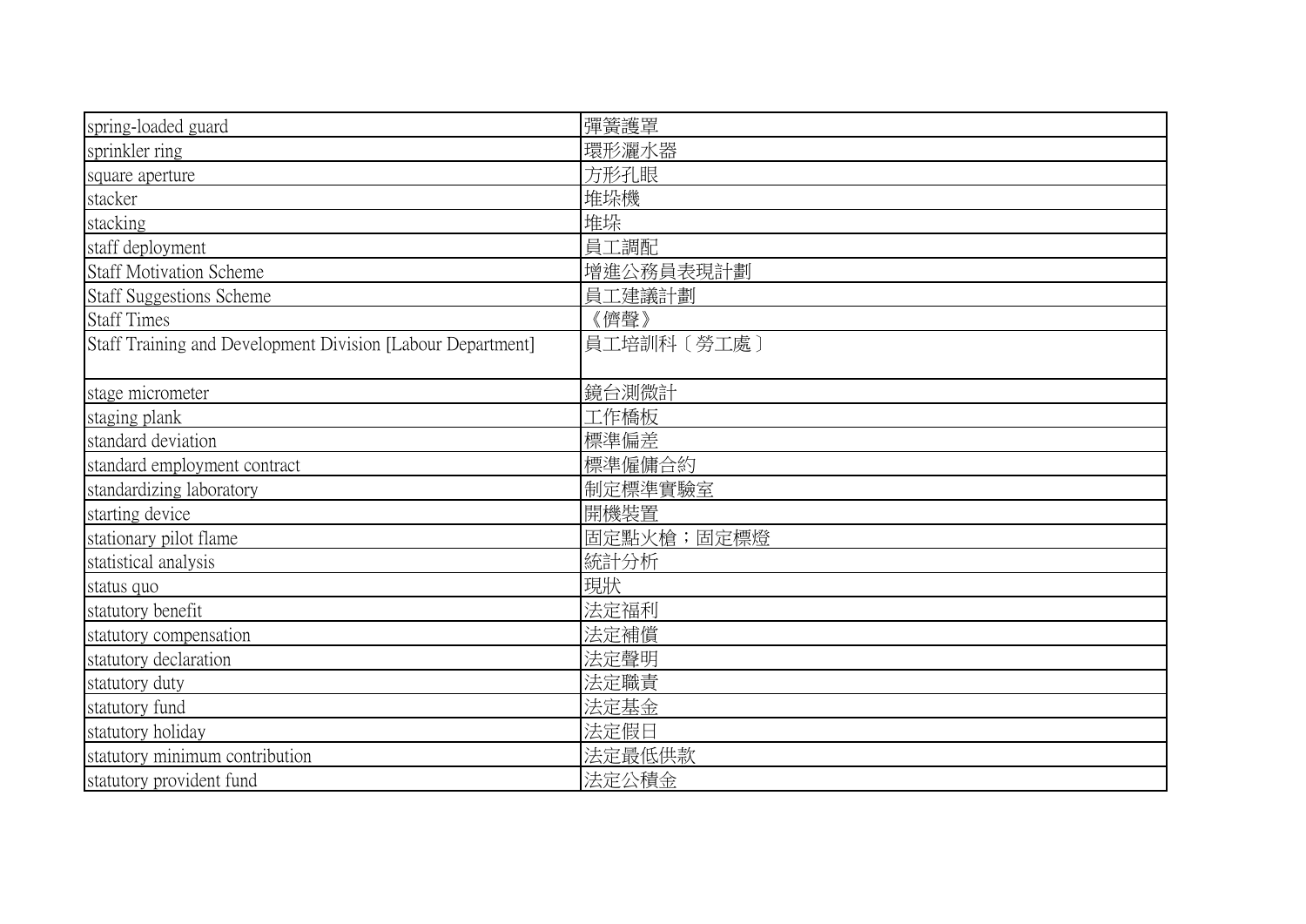| spring-loaded guard | 彈簧護罩 |
|---|---|
| sprinkler ring | 環形灑水器 |
| square aperture | 方形孔眼 |
| stacker | 堆垛機 |
| stacking | 堆垛 |
| staff deployment | 員工調配 |
| Staff Motivation Scheme | 增進公務員表現計劃 |
| Staff Suggestions Scheme | 員工建議計劃 |
| Staff Times | 《儕聲》 |
| Staff Training and Development Division [Labour Department] | 員工培訓科〔勞工處〕 |
| stage micrometer | 鏡台測微計 |
| staging plank | 工作橋板 |
| standard deviation | 標準偏差 |
| standard employment contract | 標準僱傭合約 |
| standardizing laboratory | 制定標準實驗室 |
| starting device | 開機裝置 |
| stationary pilot flame | 固定點火槍；固定標燈 |
| statistical analysis | 統計分析 |
| status quo | 現狀 |
| statutory benefit | 法定福利 |
| statutory compensation | 法定補償 |
| statutory declaration | 法定聲明 |
| statutory duty | 法定職責 |
| statutory fund | 法定基金 |
| statutory holiday | 法定假日 |
| statutory minimum contribution | 法定最低供款 |
| statutory provident fund | 法定公積金 |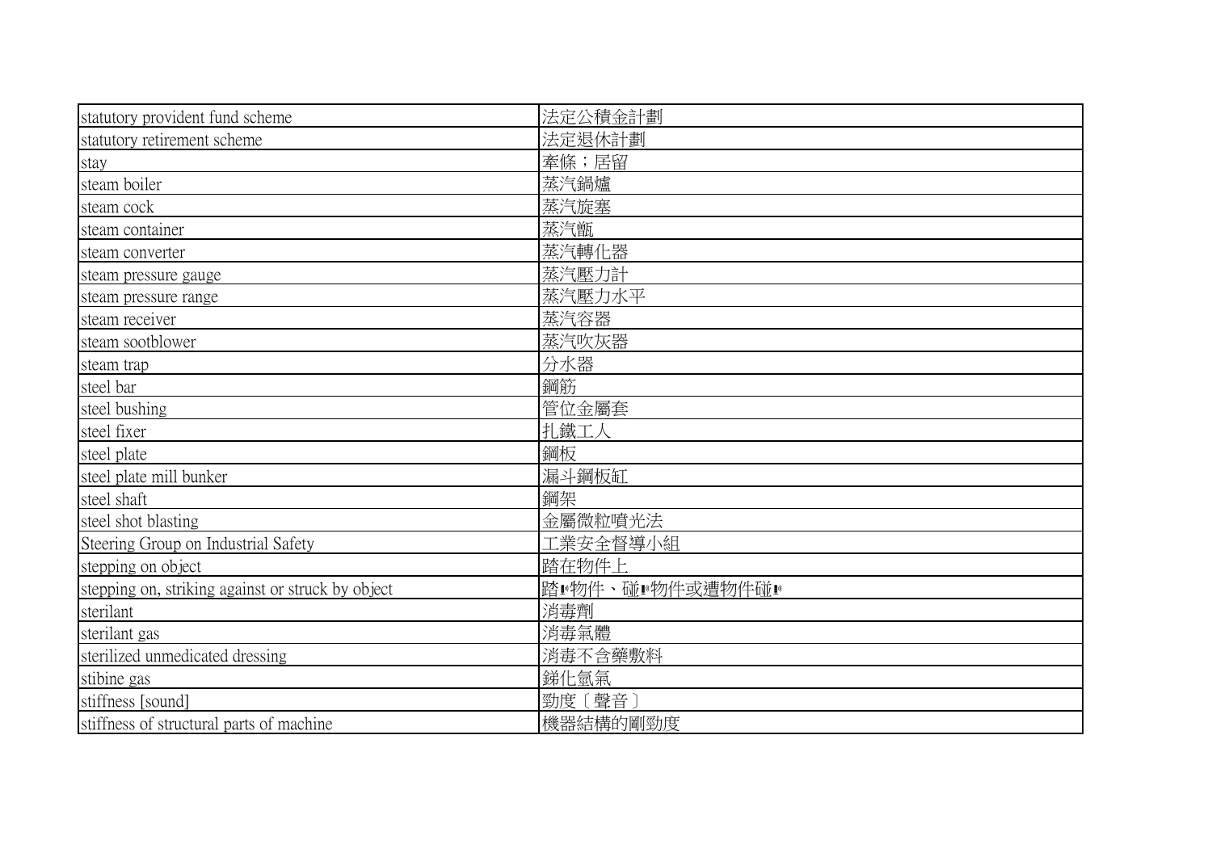| statutory provident fund scheme | 法定公積金計劃 |
|---|---|
| statutory retirement scheme | 法定退休計劃 |
| stay | 牽條；居留 |
| steam boiler | 蒸汽鍋爐 |
| steam cock | 蒸汽旋塞 |
| steam container | 蒸汽甑 |
| steam converter | 蒸汽轉化器 |
| steam pressure gauge | 蒸汽壓力計 |
| steam pressure range | 蒸汽壓力水平 |
| steam receiver | 蒸汽容器 |
| steam sootblower | 蒸汽吹灰器 |
| steam trap | 分水器 |
| steel bar | 鋼筋 |
| steel bushing | 管位金屬套 |
| steel fixer | 扎鐵工人 |
| steel plate | 鋼板 |
| steel plate mill bunker | 漏斗鋼板缸 |
| steel shaft | 鋼架 |
| steel shot blasting | 金屬微粒噴光法 |
| Steering Group on Industrial Safety | 工業安全督導小組 |
| stepping on object | 踏在物件上 |
| stepping on, striking against or struck by object | 踏着物件、碰着物件或遭物件碰着 |
| sterilant | 消毒劑 |
| sterilant gas | 消毒氣體 |
| sterilized unmedicated dressing | 消毒不含藥敷料 |
| stibine gas | 銻化氫氣 |
| stiffness [sound] | 勁度〔聲音〕 |
| stiffness of structural parts of machine | 機器結構的剛勁度 |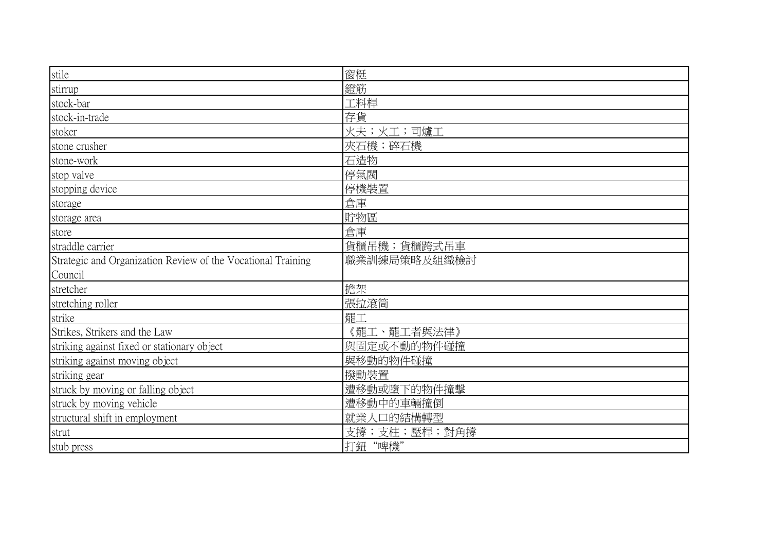| | |
|---|---|
| stile | 窗梃 |
| stirrup | 鐙筋 |
| stock-bar | 工料桿 |
| stock-in-trade | 存貨 |
| stoker | 火夫；火工；司爐工 |
| stone crusher | 夾石機；碎石機 |
| stone-work | 石造物 |
| stop valve | 停氣閥 |
| stopping device | 停機裝置 |
| storage | 倉庫 |
| storage area | 貯物區 |
| store | 倉庫 |
| straddle carrier | 貨櫃吊機；貨櫃跨式吊車 |
| Strategic and Organization Review of the Vocational Training Council | 職業訓練局策略及組織檢討 |
| stretcher | 擔架 |
| stretching roller | 張拉滾筒 |
| strike | 罷工 |
| Strikes, Strikers and the Law | 《罷工、罷工者與法律》 |
| striking against fixed or stationary object | 與固定或不動的物件碰撞 |
| striking against moving object | 與移動的物件碰撞 |
| striking gear | 撥動裝置 |
| struck by moving or falling object | 遭移動或墮下的物件撞擊 |
| struck by moving vehicle | 遭移動中的車輛撞倒 |
| structural shift in employment | 就業人口的結構轉型 |
| strut | 支撐；支柱；壓桿；對角撐 |
| stub press | 打鈕“啤機” |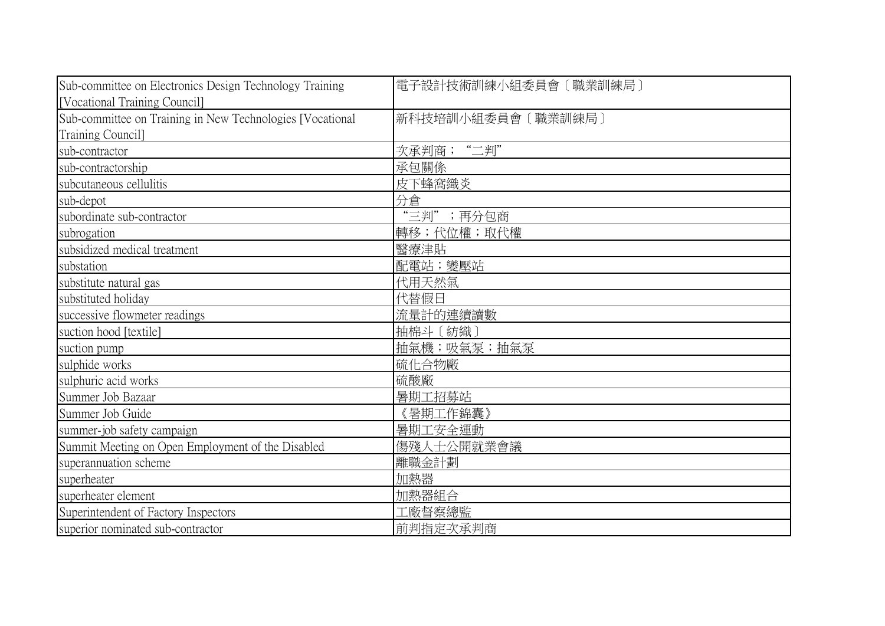| | |
|---|---|
| Sub-committee on Electronics Design Technology Training [Vocational Training Council] | 電子設計技術訓練小組委員會〔職業訓練局〕 |
| Sub-committee on Training in New Technologies [Vocational Training Council] | 新科技培訓小組委員會〔職業訓練局〕 |
| sub-contractor | 次承判商；"二判" |
| sub-contractorship | 承包關係 |
| subcutaneous cellulitis | 皮下蜂窩織炎 |
| sub-depot | 分倉 |
| subordinate sub-contractor | "三判"；再分包商 |
| subrogation | 轉移；代位權；取代權 |
| subsidized medical treatment | 醫療津貼 |
| substation | 配電站；變壓站 |
| substitute natural gas | 代用天然氣 |
| substituted holiday | 代替假日 |
| successive flowmeter readings | 流量計的連續讀數 |
| suction hood [textile] | 抽棉斗〔紡織〕 |
| suction pump | 抽氣機；吸氣泵；抽氣泵 |
| sulphide works | 硫化合物廠 |
| sulphuric acid works | 硫酸廠 |
| Summer Job Bazaar | 暑期工招募站 |
| Summer Job Guide | 《暑期工作錦囊》 |
| summer-job safety campaign | 暑期工安全運動 |
| Summit Meeting on Open Employment of the Disabled | 傷殘人士公開就業會議 |
| superannuation scheme | 離職金計劃 |
| superheater | 加熱器 |
| superheater element | 加熱器組合 |
| Superintendent of Factory Inspectors | 工廠督察總監 |
| superior nominated sub-contractor | 前判指定次承判商 |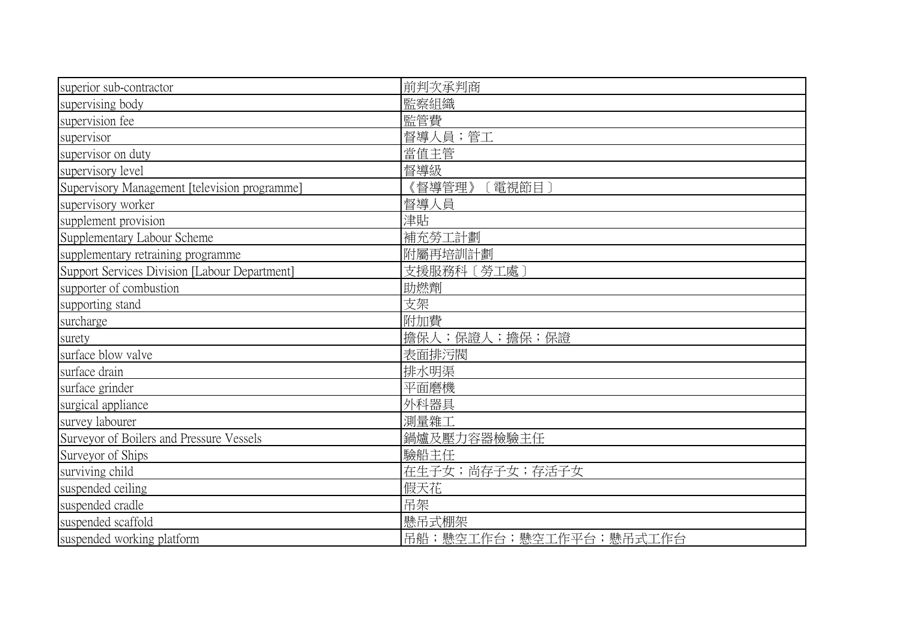| superior sub-contractor | 前判次承判商 |
|---|---|
| supervising body | 監察組織 |
| supervision fee | 監管費 |
| supervisor | 督導人員；管工 |
| supervisor on duty | 當值主管 |
| supervisory level | 督導級 |
| Supervisory Management [television programme] | 《督導管理》〔電視節目〕 |
| supervisory worker | 督導人員 |
| supplement provision | 津貼 |
| Supplementary Labour Scheme | 補充勞工計劃 |
| supplementary retraining programme | 附屬再培訓計劃 |
| Support Services Division [Labour Department] | 支援服務科〔勞工處〕 |
| supporter of combustion | 助燃劑 |
| supporting stand | 支架 |
| surcharge | 附加費 |
| surety | 擔保人；保證人；擔保；保證 |
| surface blow valve | 表面排污閥 |
| surface drain | 排水明渠 |
| surface grinder | 平面磨機 |
| surgical appliance | 外科器具 |
| survey labourer | 測量雜工 |
| Surveyor of Boilers and Pressure Vessels | 鍋爐及壓力容器檢驗主任 |
| Surveyor of Ships | 驗船主任 |
| surviving child | 在生子女；尚存子女；存活子女 |
| suspended ceiling | 假天花 |
| suspended cradle | 吊架 |
| suspended scaffold | 懸吊式棚架 |
| suspended working platform | 吊船；懸空工作台；懸空工作平台；懸吊式工作台 |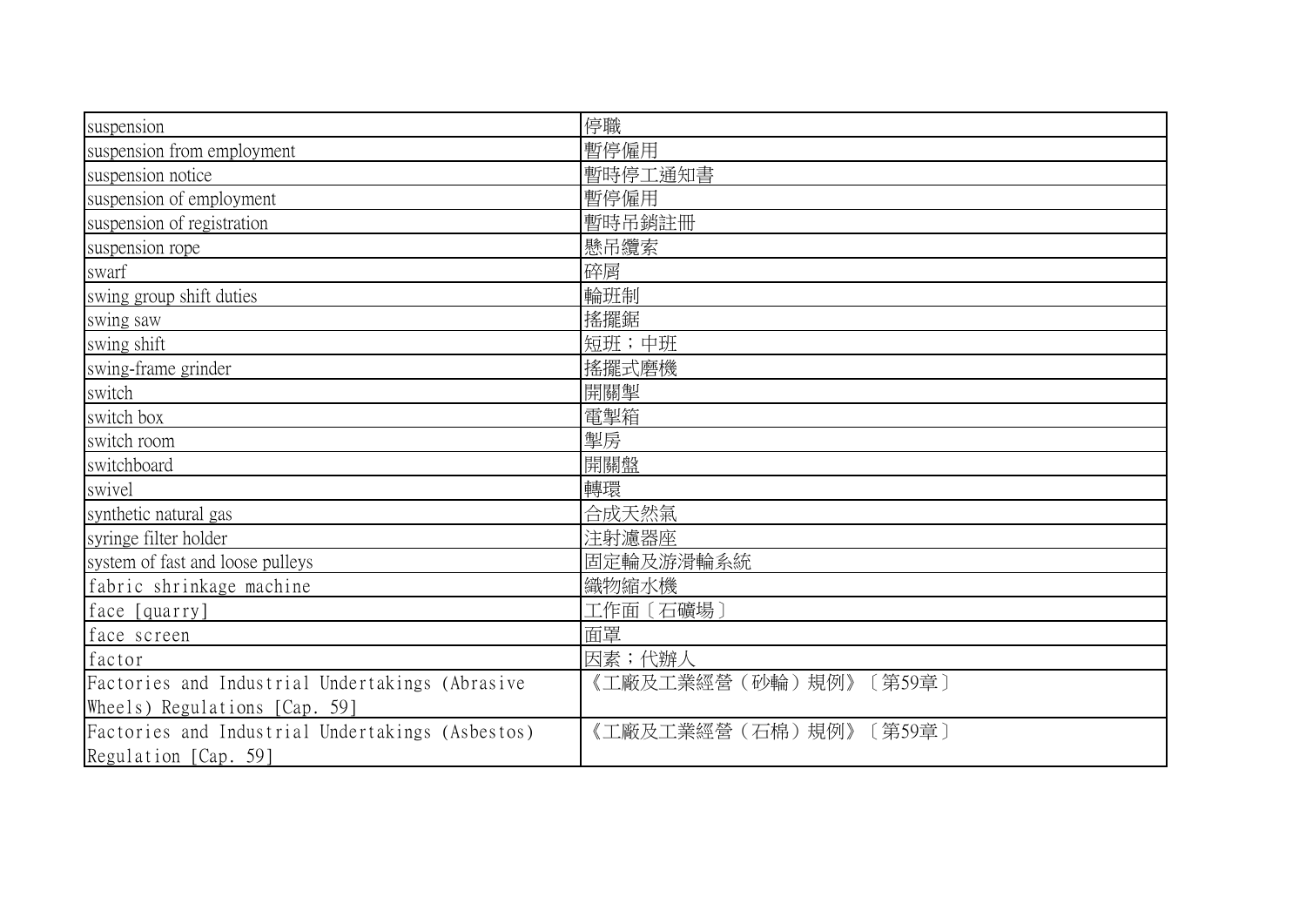| | |
|---|---|
| suspension | 停職 |
| suspension from employment | 暫停僱用 |
| suspension notice | 暫時停工通知書 |
| suspension of employment | 暫停僱用 |
| suspension of registration | 暫時吊銷註冊 |
| suspension rope | 懸吊纜索 |
| swarf | 碎屑 |
| swing group shift duties | 輪班制 |
| swing saw | 搖擺鋸 |
| swing shift | 短班；中班 |
| swing-frame grinder | 搖擺式磨機 |
| switch | 開關掣 |
| switch box | 電掣箱 |
| switch room | 掣房 |
| switchboard | 開關盤 |
| swivel | 轉環 |
| synthetic natural gas | 合成天然氣 |
| syringe filter holder | 注射濾器座 |
| system of fast and loose pulleys | 固定輪及游滑輪系統 |
| fabric shrinkage machine | 織物縮水機 |
| face [quarry] | 工作面〔石礦場〕 |
| face screen | 面罩 |
| factor | 因素；代辦人 |
| Factories and Industrial Undertakings (Abrasive Wheels) Regulations [Cap. 59] | 《工廠及工業經營（砂輪）規例》〔第59章〕 |
| Factories and Industrial Undertakings (Asbestos) Regulation [Cap. 59] | 《工廠及工業經營（石棉）規例》〔第59章〕 |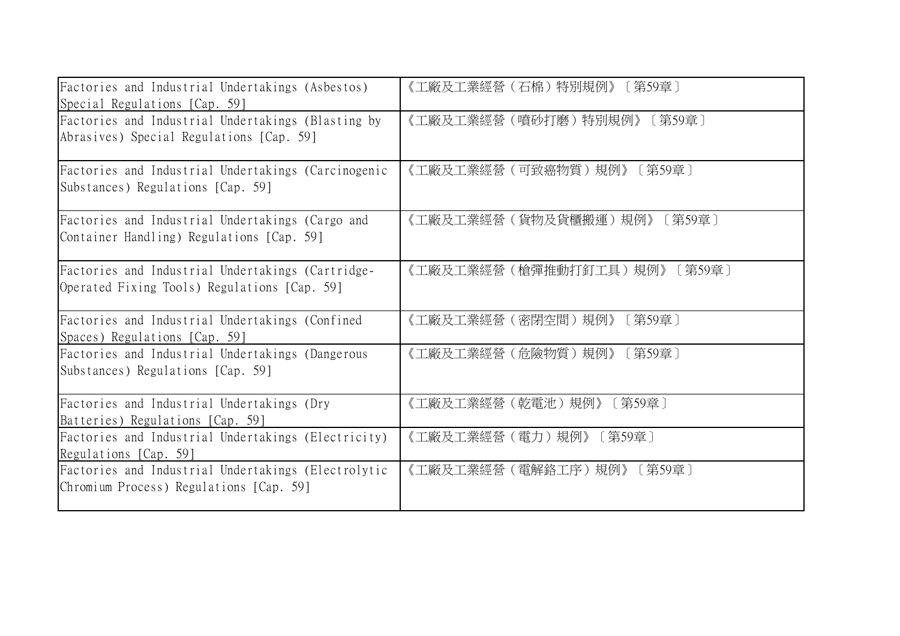| Factories and Industrial Undertakings (Asbestos) Special Regulations [Cap. 59] | 《工廠及工業經營（石棉）特別規例》〔第59章〕 |
|---|---|
| Factories and Industrial Undertakings (Blasting by Abrasives) Special Regulations [Cap. 59] | 《工廠及工業經營（噴砂打磨）特別規例》〔第59章〕 |
| Factories and Industrial Undertakings (Carcinogenic Substances) Regulations [Cap. 59] | 《工廠及工業經營（可致癌物質）規例》〔第59章〕 |
| Factories and Industrial Undertakings (Cargo and Container Handling) Regulations [Cap. 59] | 《工廠及工業經營（貨物及貨櫃搬運）規例》〔第59章〕 |
| Factories and Industrial Undertakings (Cartridge-Operated Fixing Tools) Regulations [Cap. 59] | 《工廠及工業經營（槍彈推動打釘工具）規例》〔第59章〕 |
| Factories and Industrial Undertakings (Confined Spaces) Regulations [Cap. 59] | 《工廠及工業經營（密閉空間）規例》〔第59章〕 |
| Factories and Industrial Undertakings (Dangerous Substances) Regulations [Cap. 59] | 《工廠及工業經營（危險物質）規例》〔第59章〕 |
| Factories and Industrial Undertakings (Dry Batteries) Regulations [Cap. 59] | 《工廠及工業經營（乾電池）規例》〔第59章〕 |
| Factories and Industrial Undertakings (Electricity) Regulations [Cap. 59] | 《工廠及工業經營（電力）規例》〔第59章〕 |
| Factories and Industrial Undertakings (Electrolytic Chromium Process) Regulations [Cap. 59] | 《工廠及工業經營（電解鉻工序）規例》〔第59章〕 |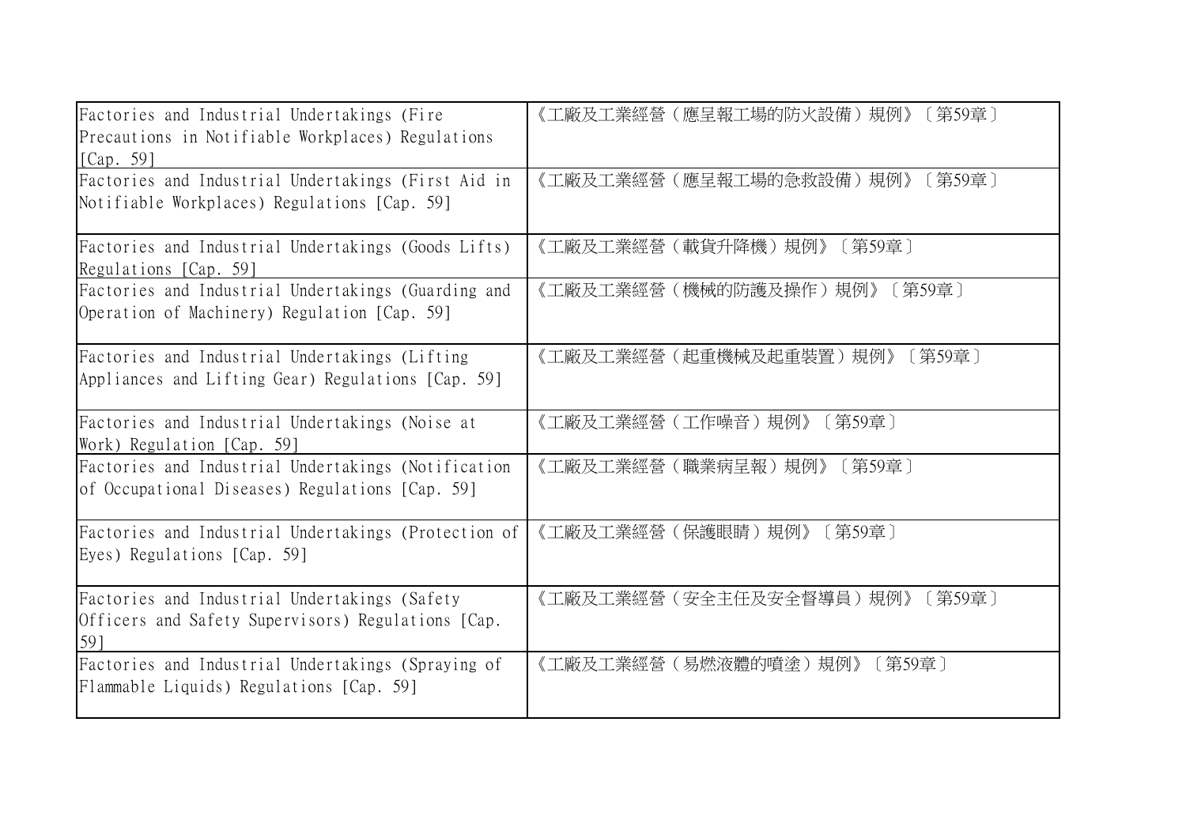| Factories and Industrial Undertakings (Fire Precautions in Notifiable Workplaces) Regulations [Cap. 59] | 《工廠及工業經營（應呈報工場的防火設備）規例》〔第59章〕 |
|---|---|
| Factories and Industrial Undertakings (First Aid in Notifiable Workplaces) Regulations [Cap. 59] | 《工廠及工業經營（應呈報工場的急救設備）規例》〔第59章〕 |
| Factories and Industrial Undertakings (Goods Lifts) Regulations [Cap. 59] | 《工廠及工業經營（載貨升降機）規例》〔第59章〕 |
| Factories and Industrial Undertakings (Guarding and Operation of Machinery) Regulation [Cap. 59] | 《工廠及工業經營（機械的防護及操作）規例》〔第59章〕 |
| Factories and Industrial Undertakings (Lifting Appliances and Lifting Gear) Regulations [Cap. 59] | 《工廠及工業經營（起重機械及起重裝置）規例》〔第59章〕 |
| Factories and Industrial Undertakings (Noise at Work) Regulation [Cap. 59] | 《工廠及工業經營（工作噪音）規例》〔第59章〕 |
| Factories and Industrial Undertakings (Notification of Occupational Diseases) Regulations [Cap. 59] | 《工廠及工業經營（職業病呈報）規例》〔第59章〕 |
| Factories and Industrial Undertakings (Protection of Eyes) Regulations [Cap. 59] | 《工廠及工業經營（保護眼睛）規例》〔第59章〕 |
| Factories and Industrial Undertakings (Safety Officers and Safety Supervisors) Regulations [Cap. 59] | 《工廠及工業經營（安全主任及安全督導員）規例》〔第59章〕 |
| Factories and Industrial Undertakings (Spraying of Flammable Liquids) Regulations [Cap. 59] | 《工廠及工業經營（易燃液體的噴塗）規例》〔第59章〕 |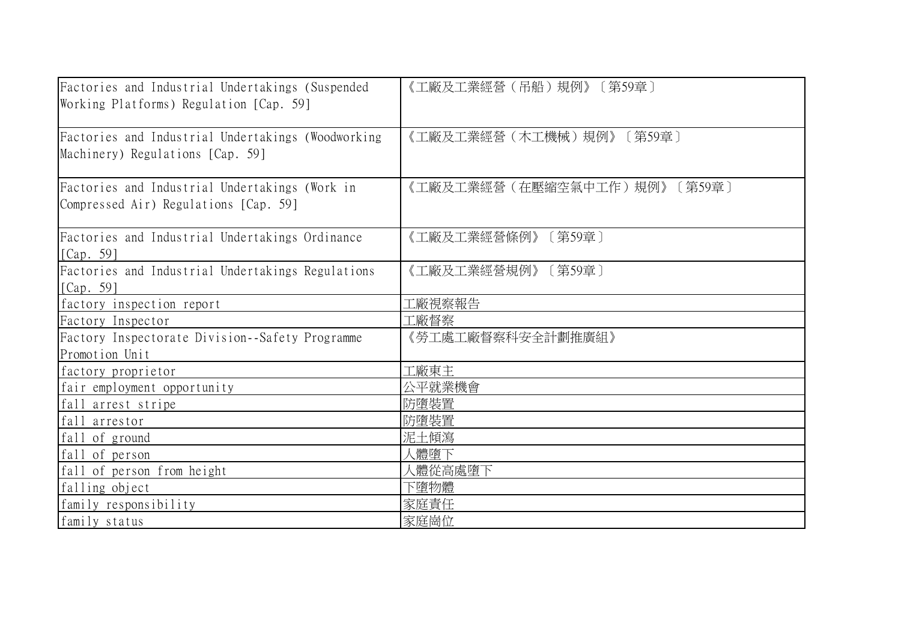| Factories and Industrial Undertakings (Suspended Working Platforms) Regulation [Cap. 59] | 《工廠及工業經營（吊船）規例》〔第59章〕 |
|---|---|
| Factories and Industrial Undertakings (Woodworking Machinery) Regulations [Cap. 59] | 《工廠及工業經營（木工機械）規例》〔第59章〕 |
| Factories and Industrial Undertakings (Work in Compressed Air) Regulations [Cap. 59] | 《工廠及工業經營（在壓縮空氣中工作）規例》〔第59章〕 |
| Factories and Industrial Undertakings Ordinance [Cap. 59] | 《工廠及工業經營條例》〔第59章〕 |
| Factories and Industrial Undertakings Regulations [Cap. 59] | 《工廠及工業經營規例》〔第59章〕 |
| factory inspection report | 工廠視察報告 |
| Factory Inspector | 工廠督察 |
| Factory Inspectorate Division--Safety Programme Promotion Unit | 《勞工處工廠督察科安全計劃推廣組》 |
| factory proprietor | 工廠東主 |
| fair employment opportunity | 公平就業機會 |
| fall arrest stripe | 防墮裝置 |
| fall arrestor | 防墮裝置 |
| fall of ground | 泥土傾瀉 |
| fall of person | 人體墮下 |
| fall of person from height | 人體從高處墮下 |
| falling object | 下墮物體 |
| family responsibility | 家庭責任 |
| family status | 家庭崗位 |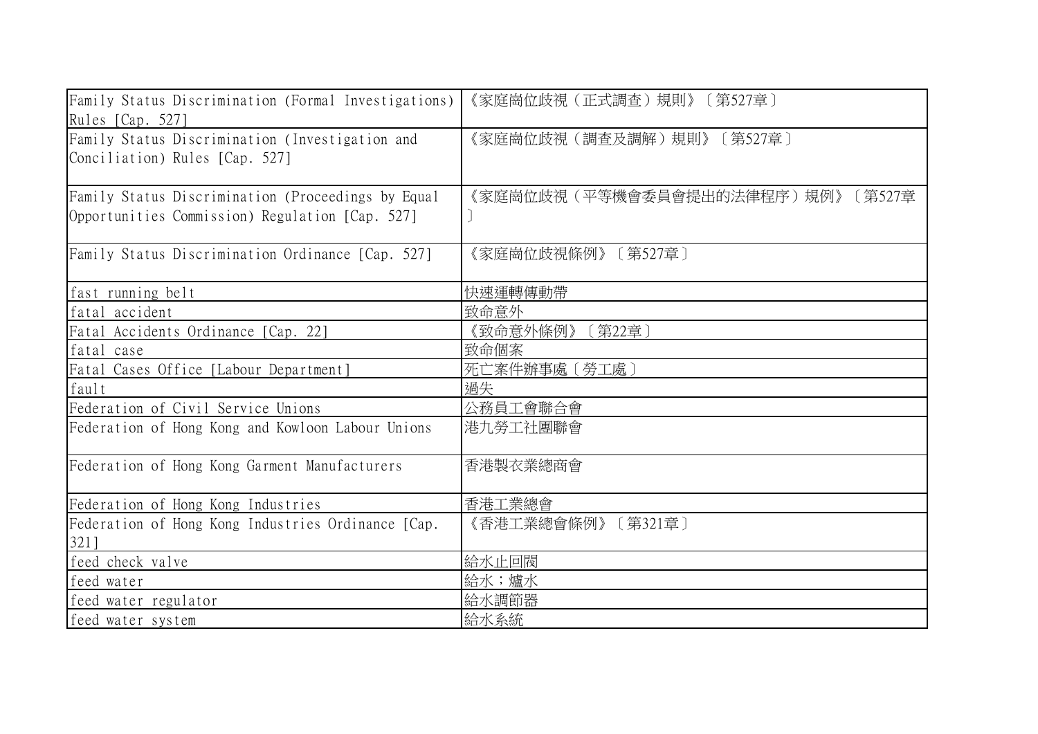| | |
|---|---|
| Family Status Discrimination (Formal Investigations) Rules [Cap. 527] | 《家庭崗位歧視（正式調查）規則》〔第527章〕 |
| Family Status Discrimination (Investigation and Conciliation) Rules [Cap. 527] | 《家庭崗位歧視（調查及調解）規則》〔第527章〕 |
| Family Status Discrimination (Proceedings by Equal Opportunities Commission) Regulation [Cap. 527] | 《家庭崗位歧視（平等機會委員會提出的法律程序）規例》〔第527章〕 |
| Family Status Discrimination Ordinance [Cap. 527] | 《家庭崗位歧視條例》〔第527章〕 |
| fast running belt | 快速運轉傳動帶 |
| fatal accident | 致命意外 |
| Fatal Accidents Ordinance [Cap. 22] | 《致命意外條例》〔第22章〕 |
| fatal case | 致命個案 |
| Fatal Cases Office [Labour Department] | 死亡案件辦事處〔勞工處〕 |
| fault | 過失 |
| Federation of Civil Service Unions | 公務員工會聯合會 |
| Federation of Hong Kong and Kowloon Labour Unions | 港九勞工社團聯會 |
| Federation of Hong Kong Garment Manufacturers | 香港製衣業總商會 |
| Federation of Hong Kong Industries | 香港工業總會 |
| Federation of Hong Kong Industries Ordinance [Cap. 321] | 《香港工業總會條例》〔第321章〕 |
| feed check valve | 給水止回閥 |
| feed water | 給水；爐水 |
| feed water regulator | 給水調節器 |
| feed water system | 給水系統 |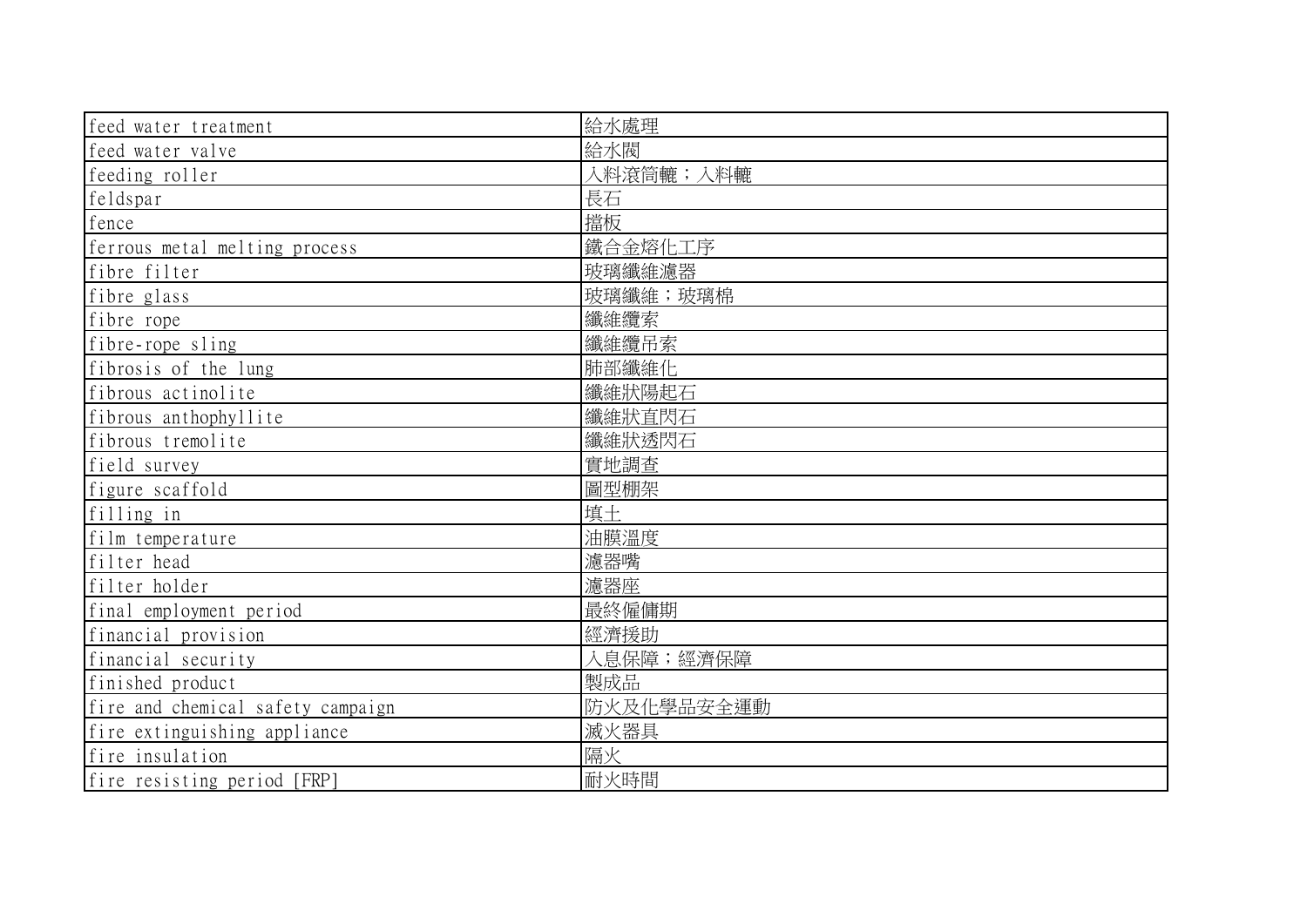| feed water treatment | 給水處理 |
|---|---|
| feed water valve | 給水閥 |
| feeding roller | 入料滾筒轆；入料轆 |
| feldspar | 長石 |
| fence | 擋板 |
| ferrous metal melting process | 鐵合金熔化工序 |
| fibre filter | 玻璃纖維濾器 |
| fibre glass | 玻璃纖維；玻璃棉 |
| fibre rope | 纖維纜索 |
| fibre-rope sling | 纖維纜吊索 |
| fibrosis of the lung | 肺部纖維化 |
| fibrous actinolite | 纖維狀陽起石 |
| fibrous anthophyllite | 纖維狀直閃石 |
| fibrous tremolite | 纖維狀透閃石 |
| field survey | 實地調查 |
| figure scaffold | 圖型棚架 |
| filling in | 填土 |
| film temperature | 油膜溫度 |
| filter head | 濾器嘴 |
| filter holder | 濾器座 |
| final employment period | 最終僱傭期 |
| financial provision | 經濟援助 |
| financial security | 入息保障；經濟保障 |
| finished product | 製成品 |
| fire and chemical safety campaign | 防火及化學品安全運動 |
| fire extinguishing appliance | 滅火器具 |
| fire insulation | 隔火 |
| fire resisting period [FRP] | 耐火時間 |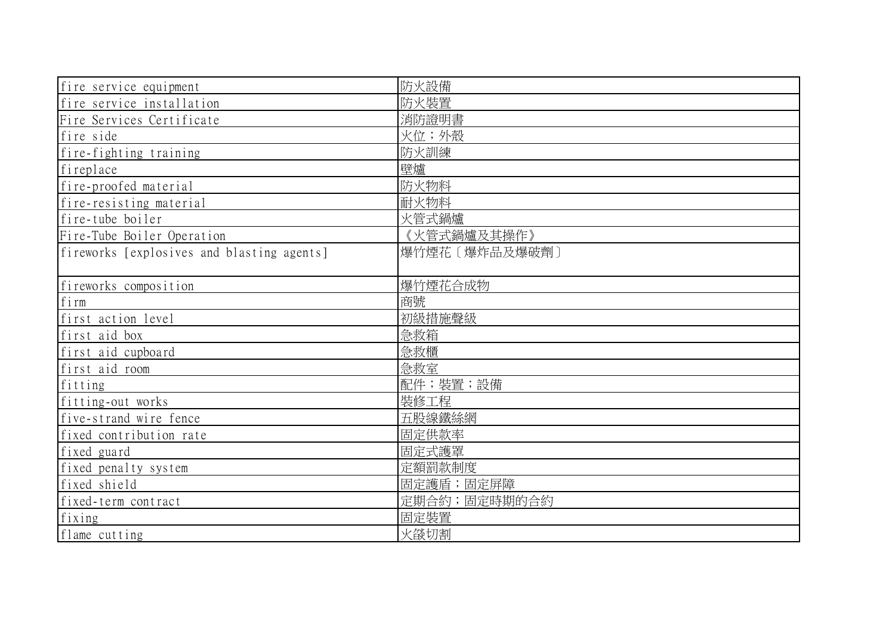| | |
|---|---|
| fire service equipment | 防火設備 |
| fire service installation | 防火裝置 |
| Fire Services Certificate | 消防證明書 |
| fire side | 火位；外殼 |
| fire-fighting training | 防火訓練 |
| fireplace | 壁爐 |
| fire-proofed material | 防火物料 |
| fire-resisting material | 耐火物料 |
| fire-tube boiler | 火管式鍋爐 |
| Fire-Tube Boiler Operation | 《火管式鍋爐及其操作》 |
| fireworks [explosives and blasting agents] | 爆竹煙花〔爆炸品及爆破劑〕 |
| fireworks composition | 爆竹煙花合成物 |
| firm | 商號 |
| first action level | 初級措施聲級 |
| first aid box | 急救箱 |
| first aid cupboard | 急救櫃 |
| first aid room | 急救室 |
| fitting | 配件；裝置；設備 |
| fitting-out works | 裝修工程 |
| five-strand wire fence | 五股線鐵絲網 |
| fixed contribution rate | 固定供款率 |
| fixed guard | 固定式護罩 |
| fixed penalty system | 定額罰款制度 |
| fixed shield | 固定護盾；固定屏障 |
| fixed-term contract | 定期合約；固定時期的合約 |
| fixing | 固定裝置 |
| flame cutting | 火燄切割 |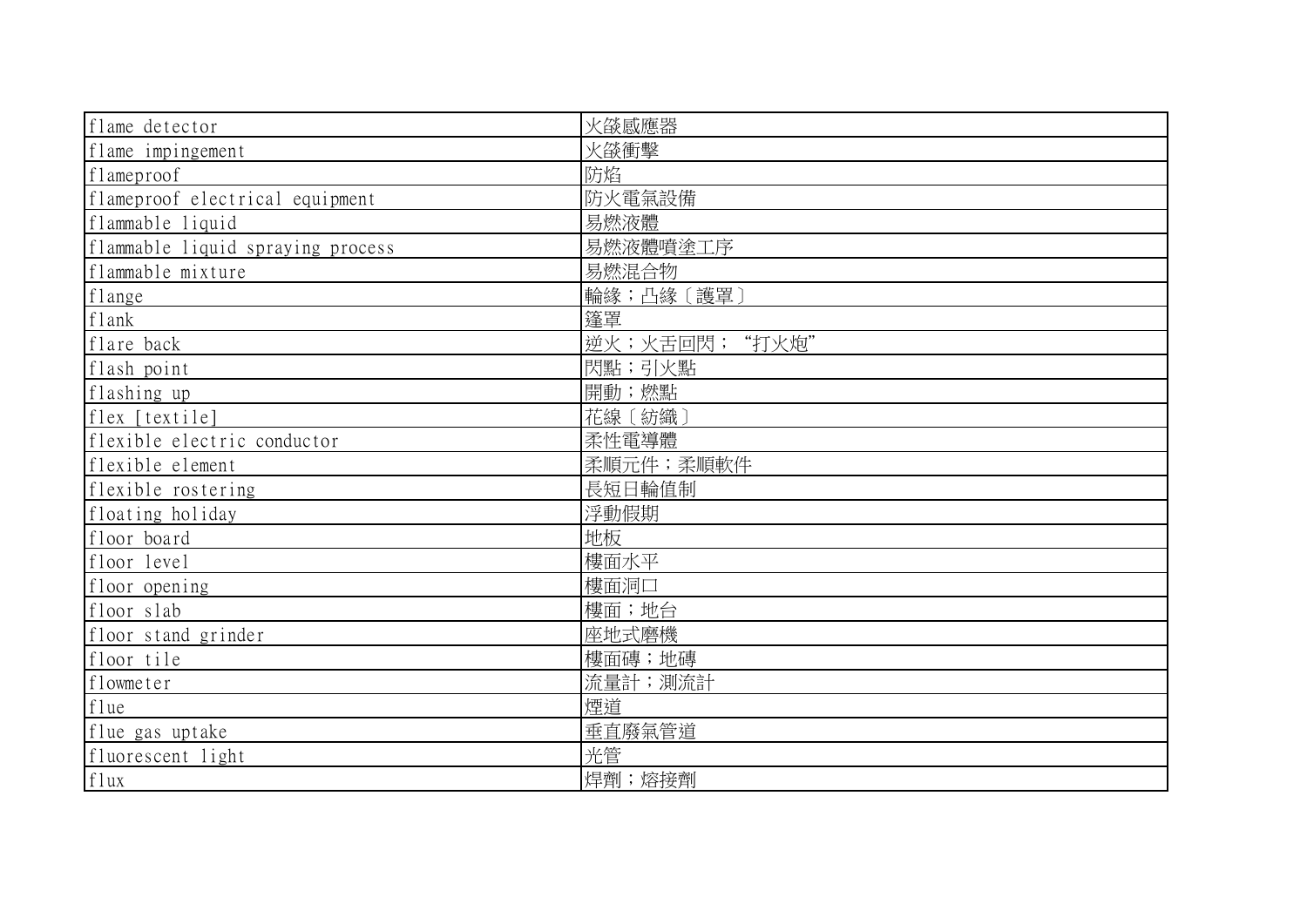| | |
|---|---|
| flame detector | 火燄感應器 |
| flame impingement | 火燄衝擊 |
| flameproof | 防焰 |
| flameproof electrical equipment | 防火電氣設備 |
| flammable liquid | 易燃液體 |
| flammable liquid spraying process | 易燃液體噴塗工序 |
| flammable mixture | 易燃混合物 |
| flange | 輪緣；凸緣〔護罩〕 |
| flank | 篷罩 |
| flare back | 逆火；火舌回閃；"打火炮" |
| flash point | 閃點；引火點 |
| flashing up | 開動；燃點 |
| flex [textile] | 花線〔紡織〕 |
| flexible electric conductor | 柔性電導體 |
| flexible element | 柔順元件；柔順軟件 |
| flexible rostering | 長短日輪值制 |
| floating holiday | 浮動假期 |
| floor board | 地板 |
| floor level | 樓面水平 |
| floor opening | 樓面洞口 |
| floor slab | 樓面；地台 |
| floor stand grinder | 座地式磨機 |
| floor tile | 樓面磚；地磚 |
| flowmeter | 流量計；測流計 |
| flue | 煙道 |
| flue gas uptake | 垂直廢氣管道 |
| fluorescent light | 光管 |
| flux | 焊劑；熔接劑 |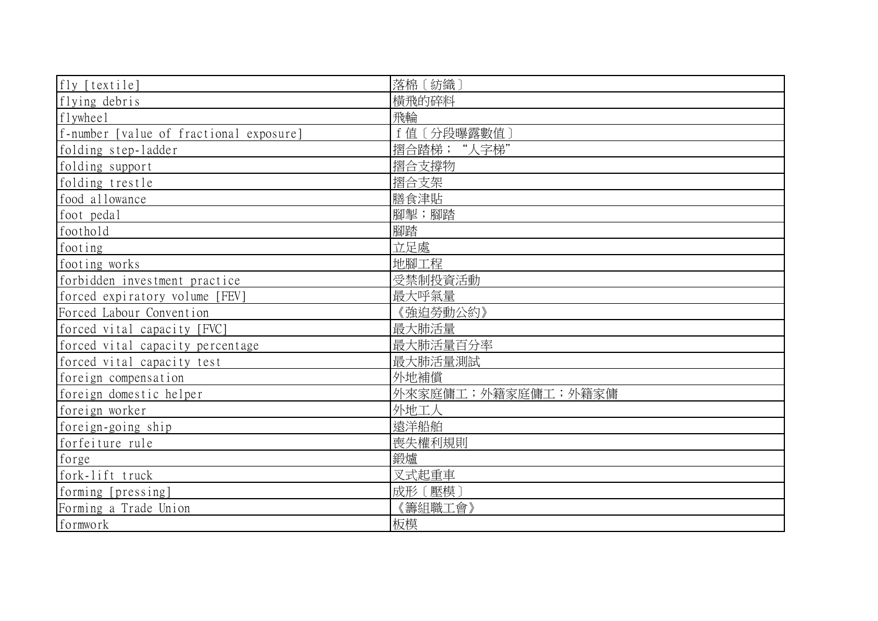| | |
|---|---|
| fly [textile] | 落棉〔紡織〕 |
| flying debris | 橫飛的碎料 |
| flywheel | 飛輪 |
| f-number [value of fractional exposure] | f 值〔分段曝露數值〕 |
| folding step-ladder | 摺合踏梯；“人字梯” |
| folding support | 摺合支撐物 |
| folding trestle | 摺合支架 |
| food allowance | 膳食津貼 |
| foot pedal | 腳掣；腳踏 |
| foothold | 腳踏 |
| footing | 立足處 |
| footing works | 地腳工程 |
| forbidden investment practice | 受禁制投資活動 |
| forced expiratory volume [FEV] | 最大呼氣量 |
| Forced Labour Convention | 《強迫勞動公約》 |
| forced vital capacity [FVC] | 最大肺活量 |
| forced vital capacity percentage | 最大肺活量百分率 |
| forced vital capacity test | 最大肺活量測試 |
| foreign compensation | 外地補償 |
| foreign domestic helper | 外來家庭傭工；外籍家庭傭工；外籍家傭 |
| foreign worker | 外地工人 |
| foreign-going ship | 遠洋船舶 |
| forfeiture rule | 喪失權利規則 |
| forge | 鍛爐 |
| fork-lift truck | 叉式起重車 |
| forming [pressing] | 成形〔壓模〕 |
| Forming a Trade Union | 《籌組職工會》 |
| formwork | 板模 |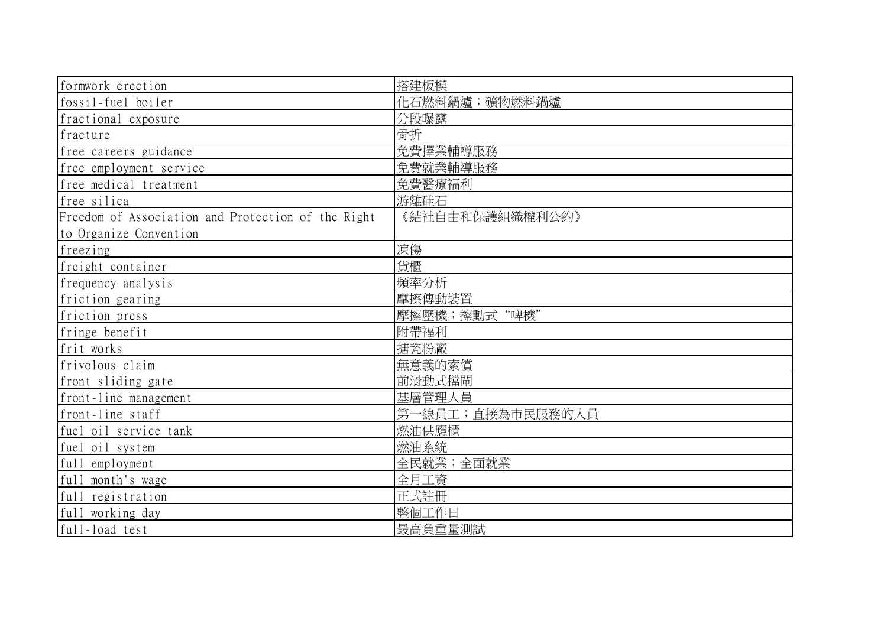| | |
|---|---|
| formwork erection | 搭建板模 |
| fossil-fuel boiler | 化石燃料鍋爐；礦物燃料鍋爐 |
| fractional exposure | 分段曝露 |
| fracture | 骨折 |
| free careers guidance | 免費擇業輔導服務 |
| free employment service | 免費就業輔導服務 |
| free medical treatment | 免費醫療福利 |
| free silica | 游離硅石 |
| Freedom of Association and Protection of the Right to Organize Convention | 《結社自由和保護組織權利公約》 |
| freezing | 凍傷 |
| freight container | 貨櫃 |
| frequency analysis | 頻率分析 |
| friction gearing | 摩擦傳動裝置 |
| friction press | 摩擦壓機；擦動式"啤機" |
| fringe benefit | 附帶福利 |
| frit works | 搪瓷粉廠 |
| frivolous claim | 無意義的索償 |
| front sliding gate | 前滑動式擋閘 |
| front-line management | 基層管理人員 |
| front-line staff | 第一線員工；直接為市民服務的人員 |
| fuel oil service tank | 燃油供應櫃 |
| fuel oil system | 燃油系統 |
| full employment | 全民就業；全面就業 |
| full month's wage | 全月工資 |
| full registration | 正式註冊 |
| full working day | 整個工作日 |
| full-load test | 最高負重量測試 |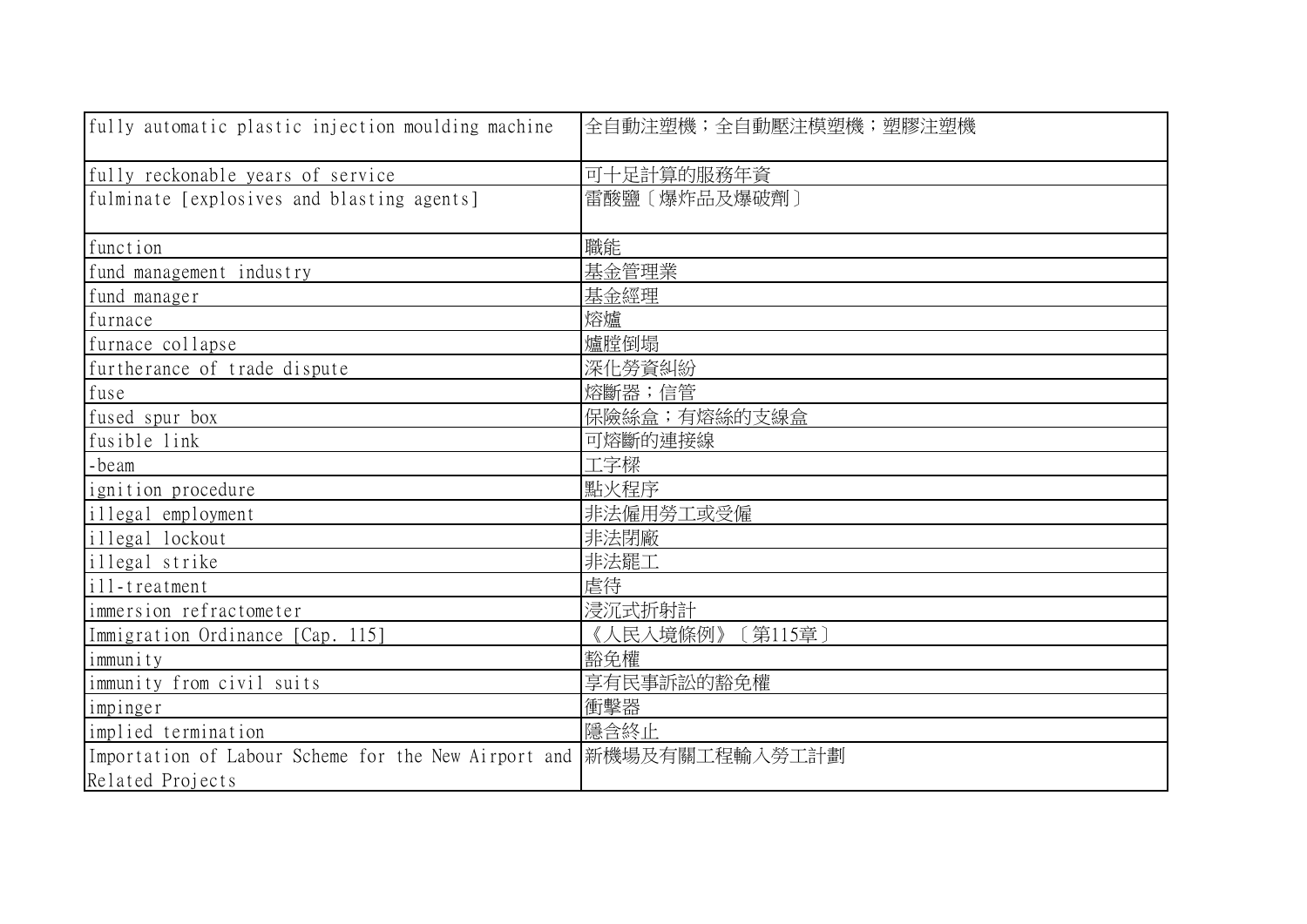| | |
|---|---|
| fully automatic plastic injection moulding machine | 全自動注塑機；全自動壓注模塑機；塑膠注塑機 |
| fully reckonable years of service | 可十足計算的服務年資 |
| fulminate [explosives and blasting agents] | 雷酸鹽〔爆炸品及爆破劑〕 |
| function | 職能 |
| fund management industry | 基金管理業 |
| fund manager | 基金經理 |
| furnace | 熔爐 |
| furnace collapse | 爐膛倒塌 |
| furtherance of trade dispute | 深化勞資糾紛 |
| fuse | 熔斷器；信管 |
| fused spur box | 保險絲盒；有熔絲的支線盒 |
| fusible link | 可熔斷的連接線 |
| -beam | 工字樑 |
| ignition procedure | 點火程序 |
| illegal employment | 非法僱用勞工或受僱 |
| illegal lockout | 非法閉廠 |
| illegal strike | 非法罷工 |
| ill-treatment | 虐待 |
| immersion refractometer | 浸沉式折射計 |
| Immigration Ordinance [Cap. 115] | 《人民入境條例》〔第115章〕 |
| immunity | 豁免權 |
| immunity from civil suits | 享有民事訴訟的豁免權 |
| impinger | 衝擊器 |
| implied termination | 隱含終止 |
| Importation of Labour Scheme for the New Airport and Related Projects | 新機場及有關工程輸入勞工計劃 |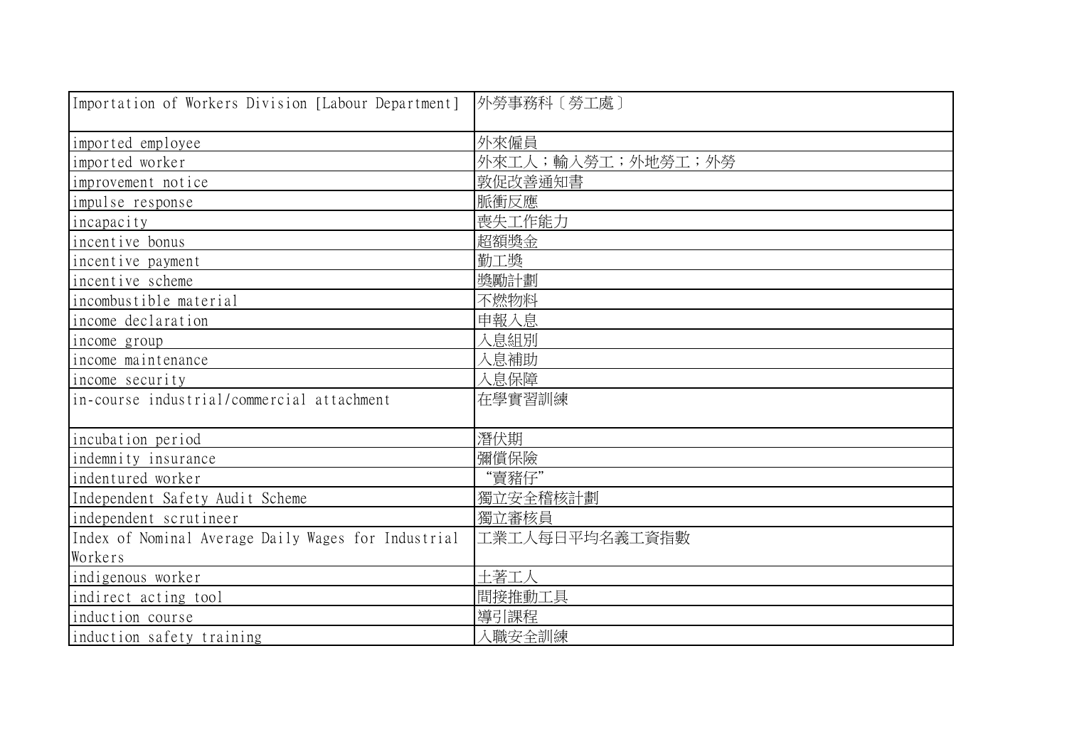| | |
|---|---|
| Importation of Workers Division [Labour Department] | 外勞事務科〔勞工處〕 |
| imported employee | 外來僱員 |
| imported worker | 外來工人；輸入勞工；外地勞工；外勞 |
| improvement notice | 敦促改善通知書 |
| impulse response | 脈衝反應 |
| incapacity | 喪失工作能力 |
| incentive bonus | 超額獎金 |
| incentive payment | 勤工獎 |
| incentive scheme | 獎勵計劃 |
| incombustible material | 不燃物料 |
| income declaration | 申報入息 |
| income group | 入息組別 |
| income maintenance | 入息補助 |
| income security | 入息保障 |
| in-course industrial/commercial attachment | 在學實習訓練 |
| incubation period | 潛伏期 |
| indemnity insurance | 彌償保險 |
| indentured worker | "賣豬仔" |
| Independent Safety Audit Scheme | 獨立安全稽核計劃 |
| independent scrutineer | 獨立審核員 |
| Index of Nominal Average Daily Wages for Industrial Workers | 工業工人每日平均名義工資指數 |
| indigenous worker | 土著工人 |
| indirect acting tool | 間接推動工具 |
| induction course | 導引課程 |
| induction safety training | 入職安全訓練 |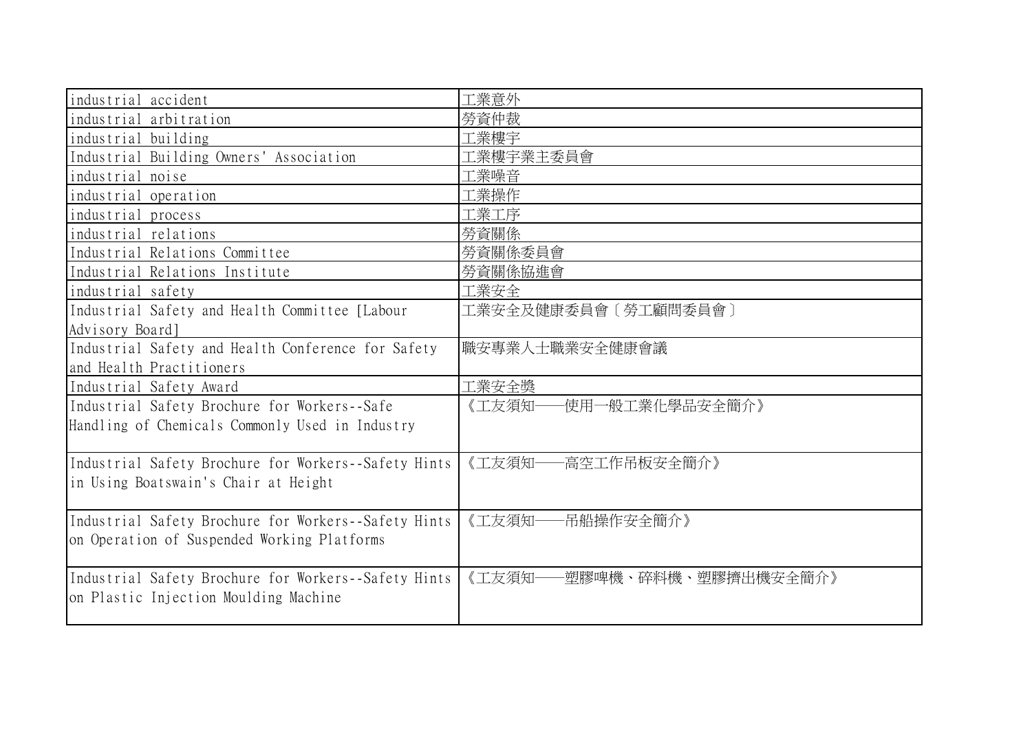| | |
|---|---|
| industrial accident | 工業意外 |
| industrial arbitration | 勞資仲裁 |
| industrial building | 工業樓宇 |
| Industrial Building Owners' Association | 工業樓宇業主委員會 |
| industrial noise | 工業噪音 |
| industrial operation | 工業操作 |
| industrial process | 工業工序 |
| industrial relations | 勞資關係 |
| Industrial Relations Committee | 勞資關係委員會 |
| Industrial Relations Institute | 勞資關係協進會 |
| industrial safety | 工業安全 |
| Industrial Safety and Health Committee [Labour Advisory Board] | 工業安全及健康委員會〔勞工顧問委員會〕 |
| Industrial Safety and Health Conference for Safety and Health Practitioners | 職安專業人士職業安全健康會議 |
| Industrial Safety Award | 工業安全獎 |
| Industrial Safety Brochure for Workers--Safe Handling of Chemicals Commonly Used in Industry | 《工友須知——使用一般工業化學品安全簡介》 |
| Industrial Safety Brochure for Workers--Safety Hints in Using Boatswain's Chair at Height | 《工友須知——高空工作吊板安全簡介》 |
| Industrial Safety Brochure for Workers--Safety Hints on Operation of Suspended Working Platforms | 《工友須知——吊船操作安全簡介》 |
| Industrial Safety Brochure for Workers--Safety Hints on Plastic Injection Moulding Machine | 《工友須知——塑膠啤機、碎料機、塑膠擠出機安全簡介》 |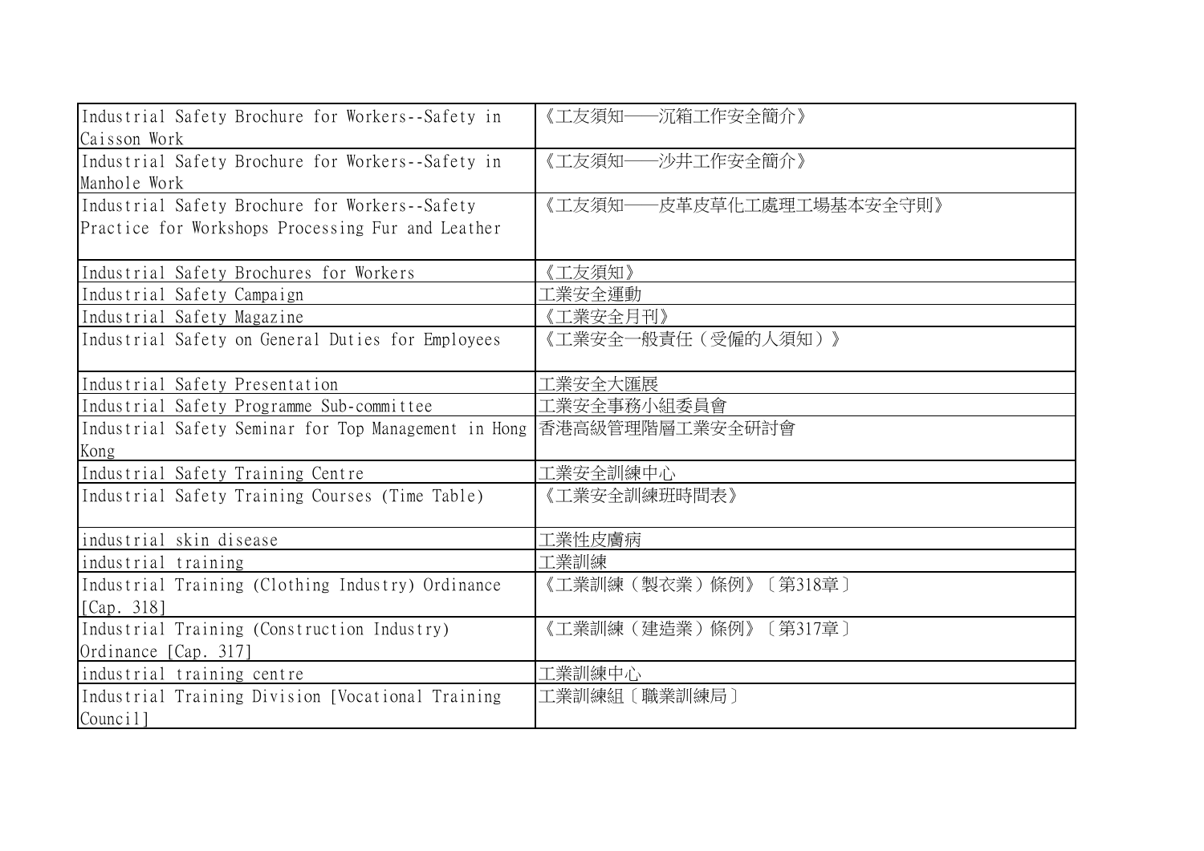| | |
|---|---|
| Industrial Safety Brochure for Workers--Safety in Caisson Work | 《工友須知——沉箱工作安全簡介》 |
| Industrial Safety Brochure for Workers--Safety in Manhole Work | 《工友須知——沙井工作安全簡介》 |
| Industrial Safety Brochure for Workers--Safety Practice for Workshops Processing Fur and Leather | 《工友須知——皮革皮草化工處理工場基本安全守則》 |
| Industrial Safety Brochures for Workers | 《工友須知》 |
| Industrial Safety Campaign | 工業安全運動 |
| Industrial Safety Magazine | 《工業安全月刊》 |
| Industrial Safety on General Duties for Employees | 《工業安全一般責任（受僱的人須知）》 |
| Industrial Safety Presentation | 工業安全大匯展 |
| Industrial Safety Programme Sub-committee | 工業安全事務小組委員會 |
| Industrial Safety Seminar for Top Management in Hong Kong | 香港高級管理階層工業安全研討會 |
| Industrial Safety Training Centre | 工業安全訓練中心 |
| Industrial Safety Training Courses (Time Table) | 《工業安全訓練班時間表》 |
| industrial skin disease | 工業性皮膚病 |
| industrial training | 工業訓練 |
| Industrial Training (Clothing Industry) Ordinance [Cap. 318] | 《工業訓練（製衣業）條例》〔第318章〕 |
| Industrial Training (Construction Industry) Ordinance [Cap. 317] | 《工業訓練（建造業）條例》〔第317章〕 |
| industrial training centre | 工業訓練中心 |
| Industrial Training Division [Vocational Training Council] | 工業訓練組〔職業訓練局〕 |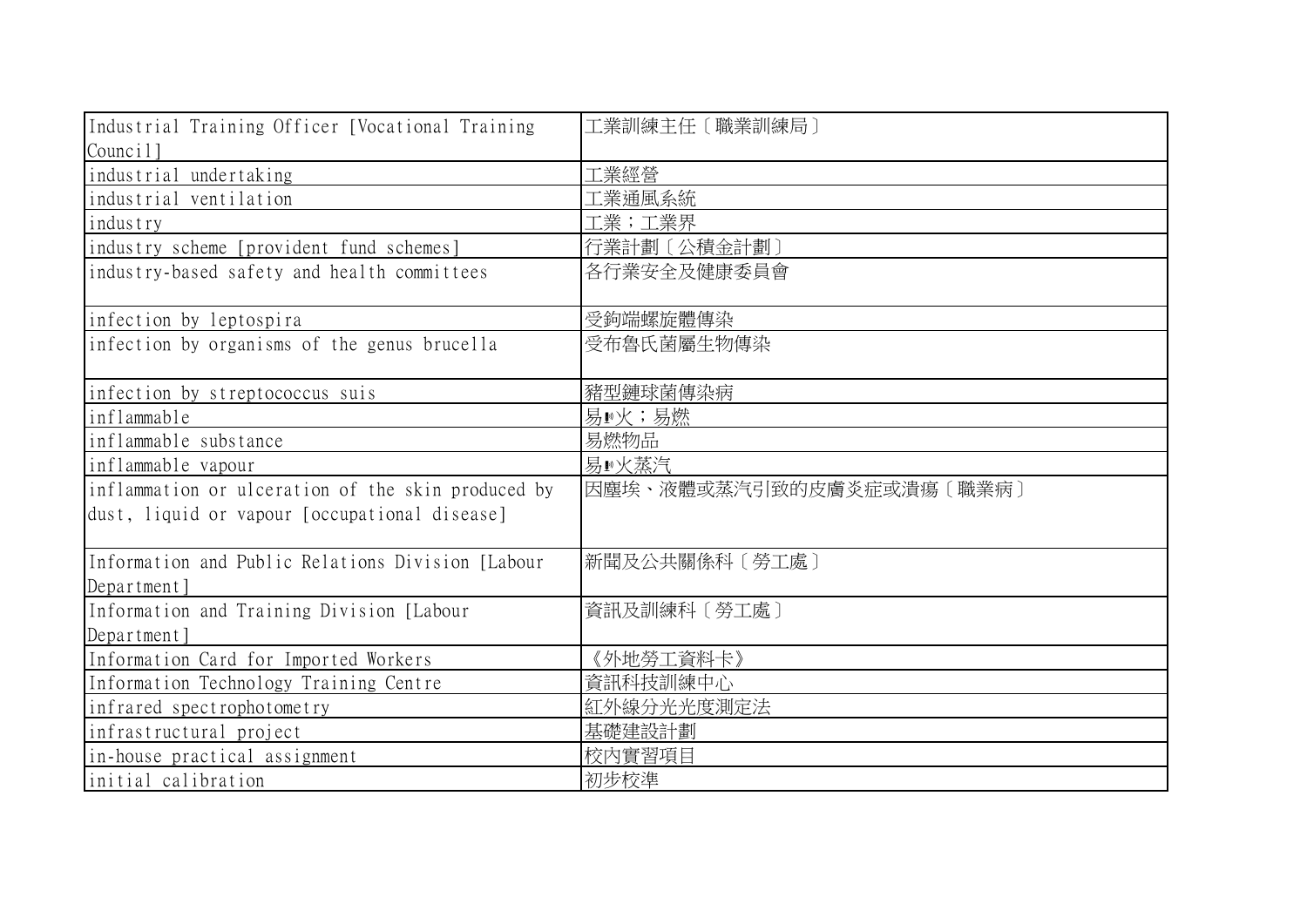| | |
|---|---|
| Industrial Training Officer [Vocational Training Council] | 工業訓練主任〔職業訓練局〕 |
| industrial undertaking | 工業經營 |
| industrial ventilation | 工業通風系統 |
| industry | 工業；工業界 |
| industry scheme [provident fund schemes] | 行業計劃〔公積金計劃〕 |
| industry-based safety and health committees | 各行業安全及健康委員會 |
| infection by leptospira | 受鉤端螺旋體傳染 |
| infection by organisms of the genus brucella | 受布魯氏菌屬生物傳染 |
| infection by streptococcus suis | 豬型鏈球菌傳染病 |
| inflammable | 易着火；易燃 |
| inflammable substance | 易燃物品 |
| inflammable vapour | 易着火蒸汽 |
| inflammation or ulceration of the skin produced by dust, liquid or vapour [occupational disease] | 因塵埃、液體或蒸汽引致的皮膚炎症或潰瘍〔職業病〕 |
| Information and Public Relations Division [Labour Department] | 新聞及公共關係科〔勞工處〕 |
| Information and Training Division [Labour Department] | 資訊及訓練科〔勞工處〕 |
| Information Card for Imported Workers | 《外地勞工資料卡》 |
| Information Technology Training Centre | 資訊科技訓練中心 |
| infrared spectrophotometry | 紅外線分光光度測定法 |
| infrastructural project | 基礎建設計劃 |
| in-house practical assignment | 校內實習項目 |
| initial calibration | 初步校準 |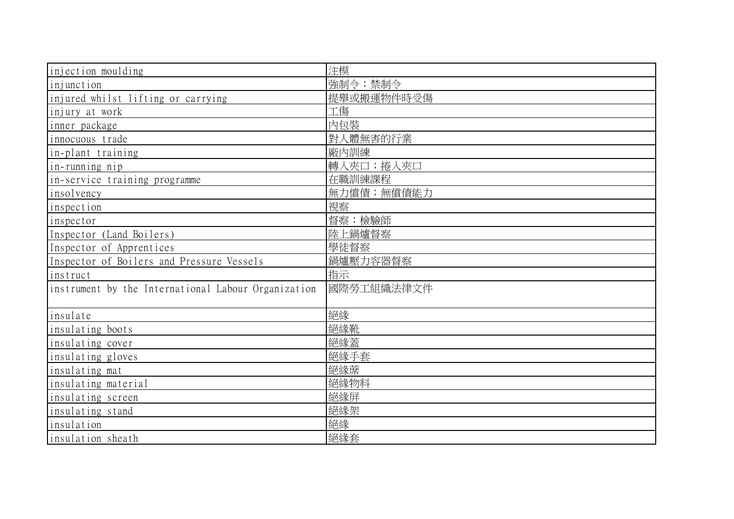| injection moulding | 注模 |
|---|---|
| injunction | 強制令；禁制令 |
| injured whilst lifting or carrying | 提舉或搬運物件時受傷 |
| injury at work | 工傷 |
| inner package | 內包裝 |
| innocuous trade | 對人體無害的行業 |
| in-plant training | 廠內訓練 |
| in-running nip | 轉入夾口；捲入夾口 |
| in-service training programme | 在職訓練課程 |
| insolvency | 無力償債；無償債能力 |
| inspection | 視察 |
| inspector | 督察；檢驗師 |
| Inspector (Land Boilers) | 陸上鍋爐督察 |
| Inspector of Apprentices | 學徒督察 |
| Inspector of Boilers and Pressure Vessels | 鍋爐壓力容器督察 |
| instruct | 指示 |
| instrument by the International Labour Organization | 國際勞工組織法律文件 |
| insulate | 絕緣 |
| insulating boots | 絕緣靴 |
| insulating cover | 絕緣蓋 |
| insulating gloves | 絕緣手套 |
| insulating mat | 絕緣蓆 |
| insulating material | 絕緣物料 |
| insulating screen | 絕緣屏 |
| insulating stand | 絕緣架 |
| insulation | 絕緣 |
| insulation sheath | 絕緣套 |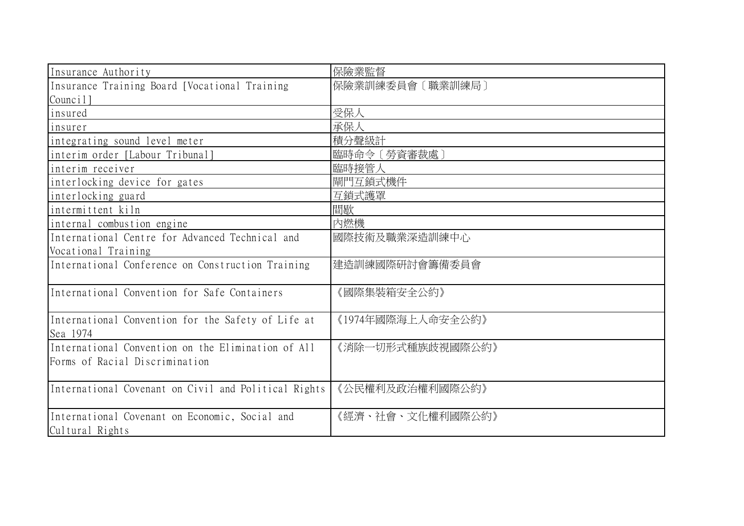| Insurance Authority | 保險業監督 |
|---|---|
| Insurance Training Board [Vocational Training Council] | 保險業訓練委員會〔職業訓練局〕 |
| insured | 受保人 |
| insurer | 承保人 |
| integrating sound level meter | 積分聲級計 |
| interim order [Labour Tribunal] | 臨時命令〔勞資審裁處〕 |
| interim receiver | 臨時接管人 |
| interlocking device for gates | 閘門互鎖式機件 |
| interlocking guard | 互鎖式護罩 |
| intermittent kiln | 間歇 |
| internal combustion engine | 內燃機 |
| International Centre for Advanced Technical and Vocational Training | 國際技術及職業深造訓練中心 |
| International Conference on Construction Training | 建造訓練國際研討會籌備委員會 |
| International Convention for Safe Containers | 《國際集裝箱安全公約》 |
| International Convention for the Safety of Life at Sea 1974 | 《1974年國際海上人命安全公約》 |
| International Convention on the Elimination of All Forms of Racial Discrimination | 《消除一切形式種族歧視國際公約》 |
| International Covenant on Civil and Political Rights | 《公民權利及政治權利國際公約》 |
| International Covenant on Economic, Social and Cultural Rights | 《經濟、社會、文化權利國際公約》 |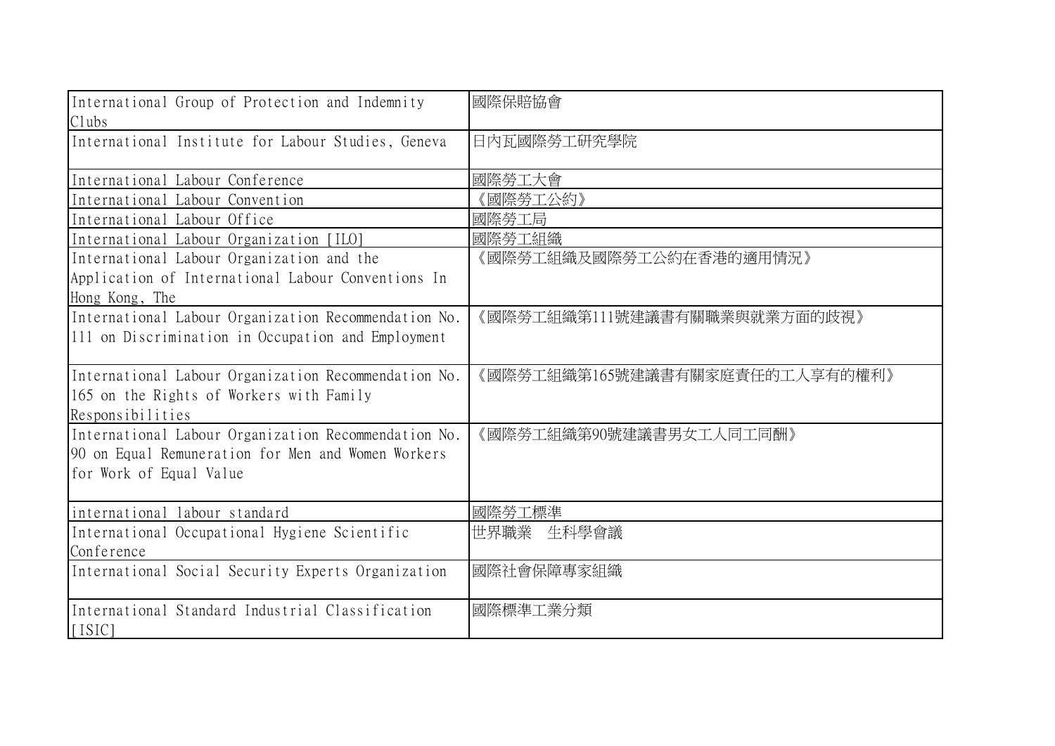| | |
|---|---|
| International Group of Protection and Indemnity Clubs | 國際保賠協會 |
| International Institute for Labour Studies, Geneva | 日內瓦國際勞工研究學院 |
| International Labour Conference | 國際勞工大會 |
| International Labour Convention | 《國際勞工公約》 |
| International Labour Office | 國際勞工局 |
| International Labour Organization [ILO] | 國際勞工組織 |
| International Labour Organization and the Application of International Labour Conventions In Hong Kong, The | 《國際勞工組織及國際勞工公約在香港的適用情況》 |
| International Labour Organization Recommendation No. 111 on Discrimination in Occupation and Employment | 《國際勞工組織第111號建議書有關職業與就業方面的歧視》 |
| International Labour Organization Recommendation No. 165 on the Rights of Workers with Family Responsibilities | 《國際勞工組織第165號建議書有關家庭責任的工人享有的權利》 |
| International Labour Organization Recommendation No. 90 on Equal Remuneration for Men and Women Workers for Work of Equal Value | 《國際勞工組織第90號建議書男女工人同工同酬》 |
| international labour standard | 國際勞工標準 |
| International Occupational Hygiene Scientific Conference | 世界職業　生科學會議 |
| International Social Security Experts Organization | 國際社會保障專家組織 |
| International Standard Industrial Classification [ISIC] | 國際標準工業分類 |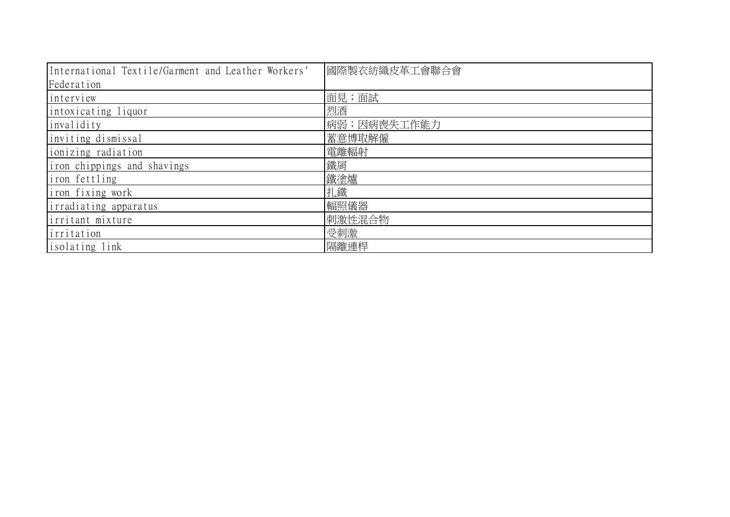| | |
|---|---|
| International Textile/Garment and Leather Workers' Federation | 國際製衣紡織皮革工會聯合會 |
| interview | 面見；面試 |
| intoxicating liquor | 烈酒 |
| invalidity | 病弱；因病喪失工作能力 |
| inviting dismissal | 蓄意博取解僱 |
| ionizing radiation | 電離輻射 |
| iron chippings and shavings | 鐵屑 |
| iron fettling | 鐵塗爐 |
| iron fixing work | 扎鐵 |
| irradiating apparatus | 輻照儀器 |
| irritant mixture | 刺激性混合物 |
| irritation | 受刺激 |
| isolating link | 隔離連桿 |